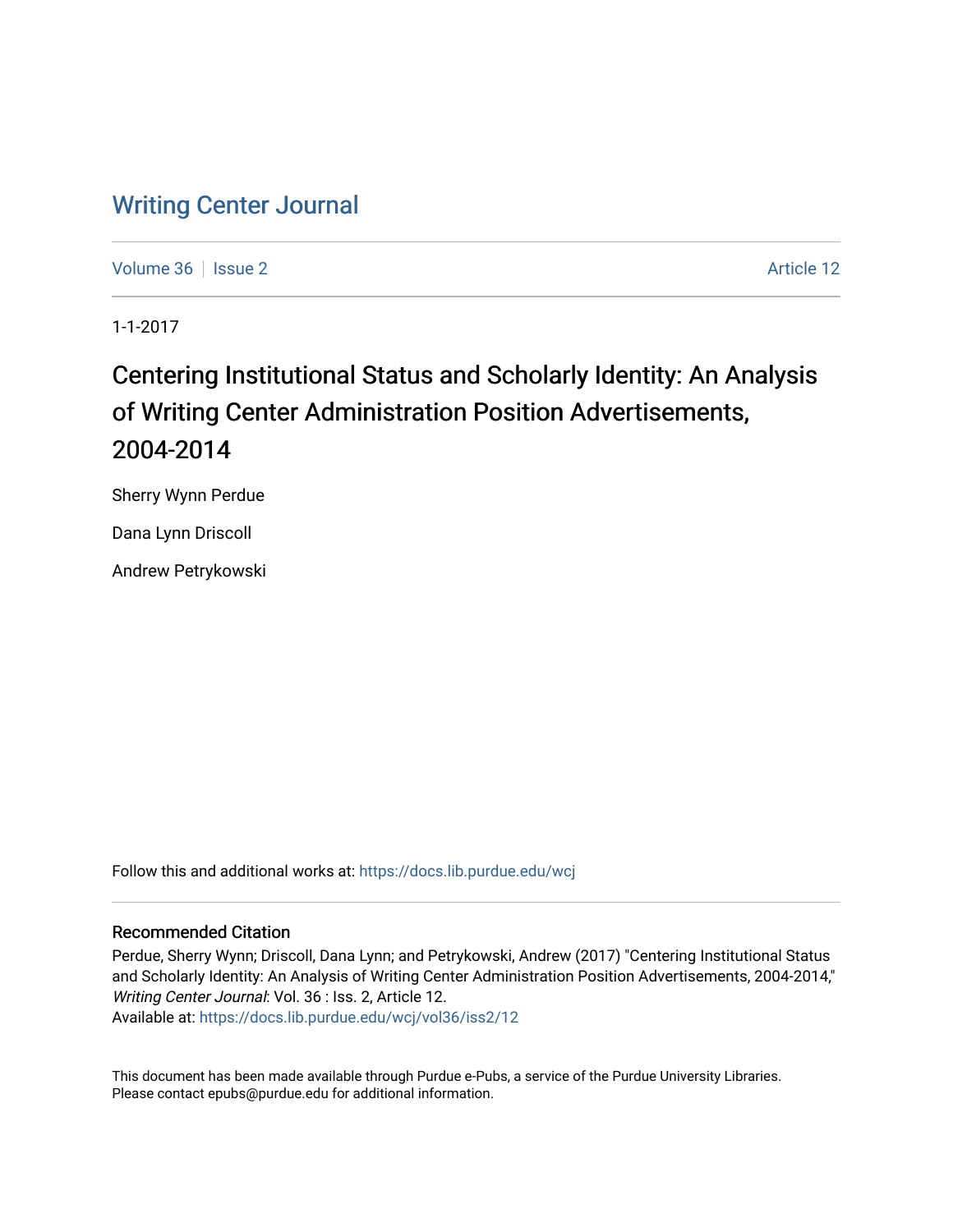# Writing Center Journal

Volume 36 | Issue 2 | Article 12

1-1-2017

## Centering Institutional Status and Scholarly Identity: An Analysis of Writing Center Administration Position Advertisements, 2004-2014

Sherry Wynn Perdue

Dana Lynn Driscoll

Andrew Petrykowski

Follow this and additional works at: https://docs.lib.purdue.edu/wcj

### Recommended Citation

Perdue, Sherry Wynn; Driscoll, Dana Lynn; and Petrykowski, Andrew (2017) "Centering Institutional Status and Scholarly Identity: An Analysis of Writing Center Administration Position Advertisements, 2004-2014," *Writing Center Journal*: Vol. 36 : Iss. 2, Article 12.
Available at: https://docs.lib.purdue.edu/wcj/vol36/iss2/12

This document has been made available through Purdue e-Pubs, a service of the Purdue University Libraries. Please contact epubs@purdue.edu for additional information.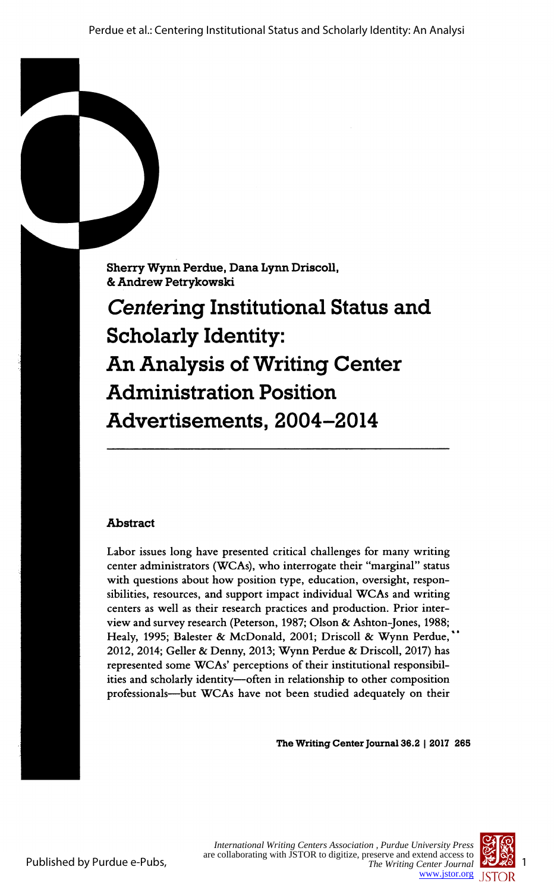Sherry Wynn Perdue, Dana Lynn Driscoll, & Andrew Petrykowski

# *Centering* Institutional Status and Scholarly Identity: An Analysis of Writing Center Administration Position Advertisements, 2004–2014

## Abstract

Labor issues long have presented critical challenges for many writing center administrators (WCAs), who interrogate their "marginal" status with questions about how position type, education, oversight, responsibilities, resources, and support impact individual WCAs and writing centers as well as their research practices and production. Prior interview and survey research (Peterson, 1987; Olson & Ashton-Jones, 1988; Healy, 1995; Balester & McDonald, 2001; Driscoll & Wynn Perdue, 2012, 2014; Geller & Denny, 2013; Wynn Perdue & Driscoll, 2017) has represented some WCAs' perceptions of their institutional responsibilities and scholarly identity—often in relationship to other composition professionals—but WCAs have not been studied adequately on their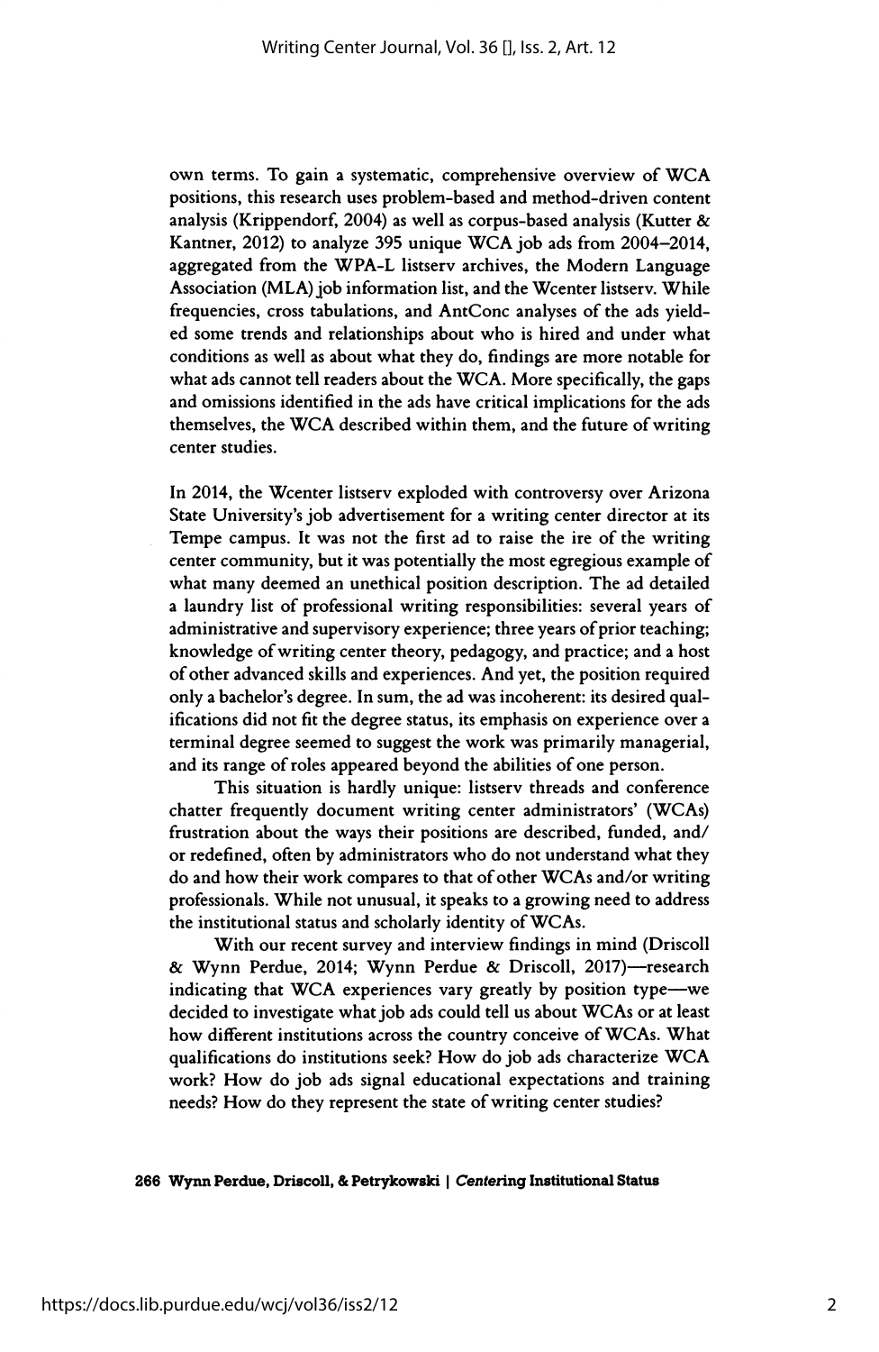own terms. To gain a systematic, comprehensive overview of WCA positions, this research uses problem-based and method-driven content analysis (Krippendorf, 2004) as well as corpus-based analysis (Kutter & Kantner, 2012) to analyze 395 unique WCA job ads from 2004–2014, aggregated from the WPA-L listserv archives, the Modern Language Association (MLA) job information list, and the Wcenter listserv. While frequencies, cross tabulations, and AntConc analyses of the ads yielded some trends and relationships about who is hired and under what conditions as well as about what they do, findings are more notable for what ads cannot tell readers about the WCA. More specifically, the gaps and omissions identified in the ads have critical implications for the ads themselves, the WCA described within them, and the future of writing center studies.

In 2014, the Wcenter listserv exploded with controversy over Arizona State University's job advertisement for a writing center director at its Tempe campus. It was not the first ad to raise the ire of the writing center community, but it was potentially the most egregious example of what many deemed an unethical position description. The ad detailed a laundry list of professional writing responsibilities: several years of administrative and supervisory experience; three years of prior teaching; knowledge of writing center theory, pedagogy, and practice; and a host of other advanced skills and experiences. And yet, the position required only a bachelor's degree. In sum, the ad was incoherent: its desired qualifications did not fit the degree status, its emphasis on experience over a terminal degree seemed to suggest the work was primarily managerial, and its range of roles appeared beyond the abilities of one person.

This situation is hardly unique: listserv threads and conference chatter frequently document writing center administrators' (WCAs) frustration about the ways their positions are described, funded, and/or redefined, often by administrators who do not understand what they do and how their work compares to that of other WCAs and/or writing professionals. While not unusual, it speaks to a growing need to address the institutional status and scholarly identity of WCAs.

With our recent survey and interview findings in mind (Driscoll & Wynn Perdue, 2014; Wynn Perdue & Driscoll, 2017)—research indicating that WCA experiences vary greatly by position type—we decided to investigate what job ads could tell us about WCAs or at least how different institutions across the country conceive of WCAs. What qualifications do institutions seek? How do job ads characterize WCA work? How do job ads signal educational expectations and training needs? How do they represent the state of writing center studies?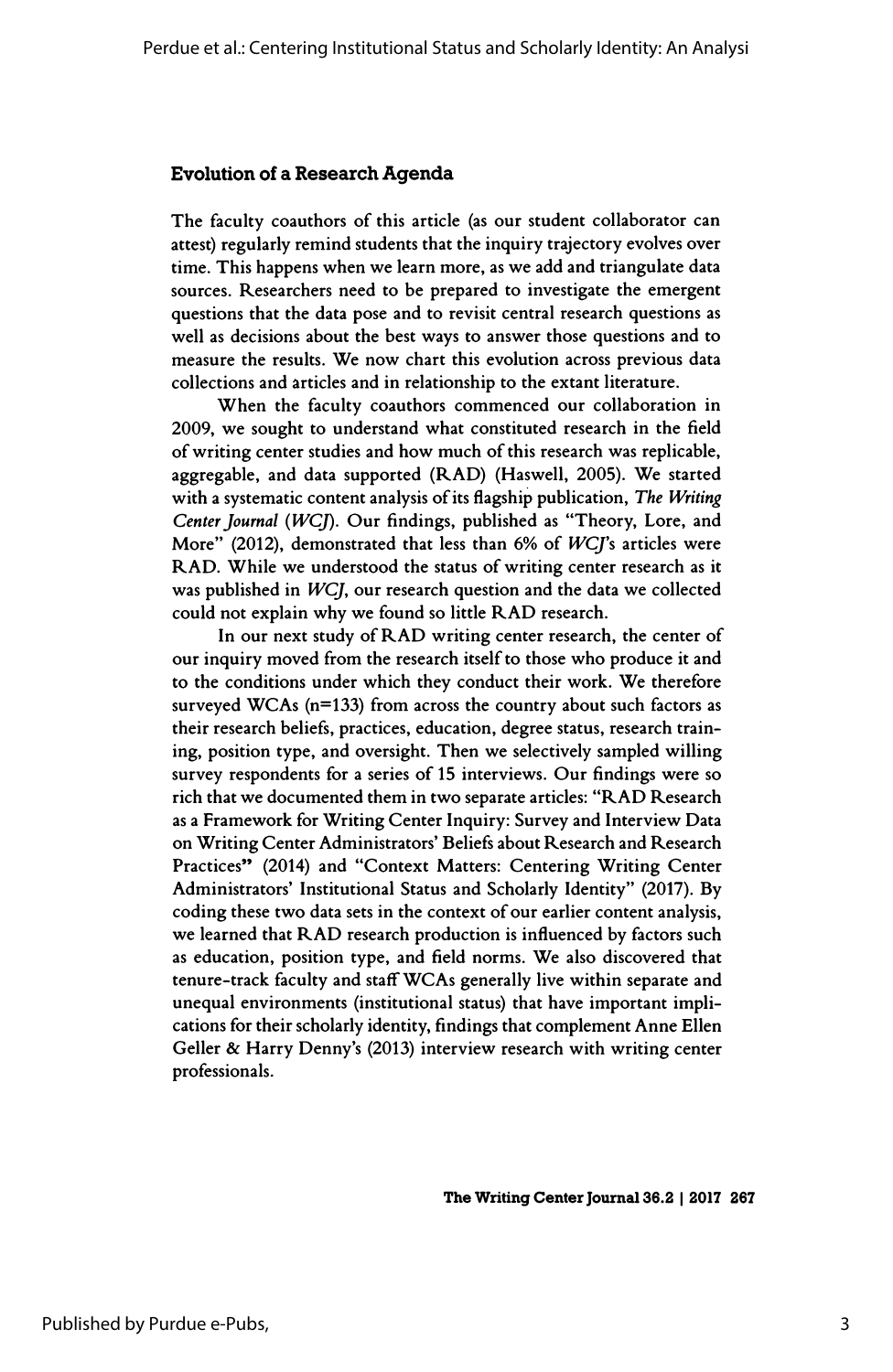### Evolution of a Research Agenda

The faculty coauthors of this article (as our student collaborator can attest) regularly remind students that the inquiry trajectory evolves over time. This happens when we learn more, as we add and triangulate data sources. Researchers need to be prepared to investigate the emergent questions that the data pose and to revisit central research questions as well as decisions about the best ways to answer those questions and to measure the results. We now chart this evolution across previous data collections and articles and in relationship to the extant literature.

When the faculty coauthors commenced our collaboration in 2009, we sought to understand what constituted research in the field of writing center studies and how much of this research was replicable, aggregable, and data supported (RAD) (Haswell, 2005). We started with a systematic content analysis of its flagship publication, *The Writing Center Journal* (*WCJ*). Our findings, published as "Theory, Lore, and More" (2012), demonstrated that less than 6% of *WCJ*'s articles were RAD. While we understood the status of writing center research as it was published in *WCJ*, our research question and the data we collected could not explain why we found so little RAD research.

In our next study of RAD writing center research, the center of our inquiry moved from the research itself to those who produce it and to the conditions under which they conduct their work. We therefore surveyed WCAs (n=133) from across the country about such factors as their research beliefs, practices, education, degree status, research training, position type, and oversight. Then we selectively sampled willing survey respondents for a series of 15 interviews. Our findings were so rich that we documented them in two separate articles: "RAD Research as a Framework for Writing Center Inquiry: Survey and Interview Data on Writing Center Administrators' Beliefs about Research and Research Practices" (2014) and "Context Matters: Centering Writing Center Administrators' Institutional Status and Scholarly Identity" (2017). By coding these two data sets in the context of our earlier content analysis, we learned that RAD research production is influenced by factors such as education, position type, and field norms. We also discovered that tenure-track faculty and staff WCAs generally live within separate and unequal environments (institutional status) that have important implications for their scholarly identity, findings that complement Anne Ellen Geller & Harry Denny's (2013) interview research with writing center professionals.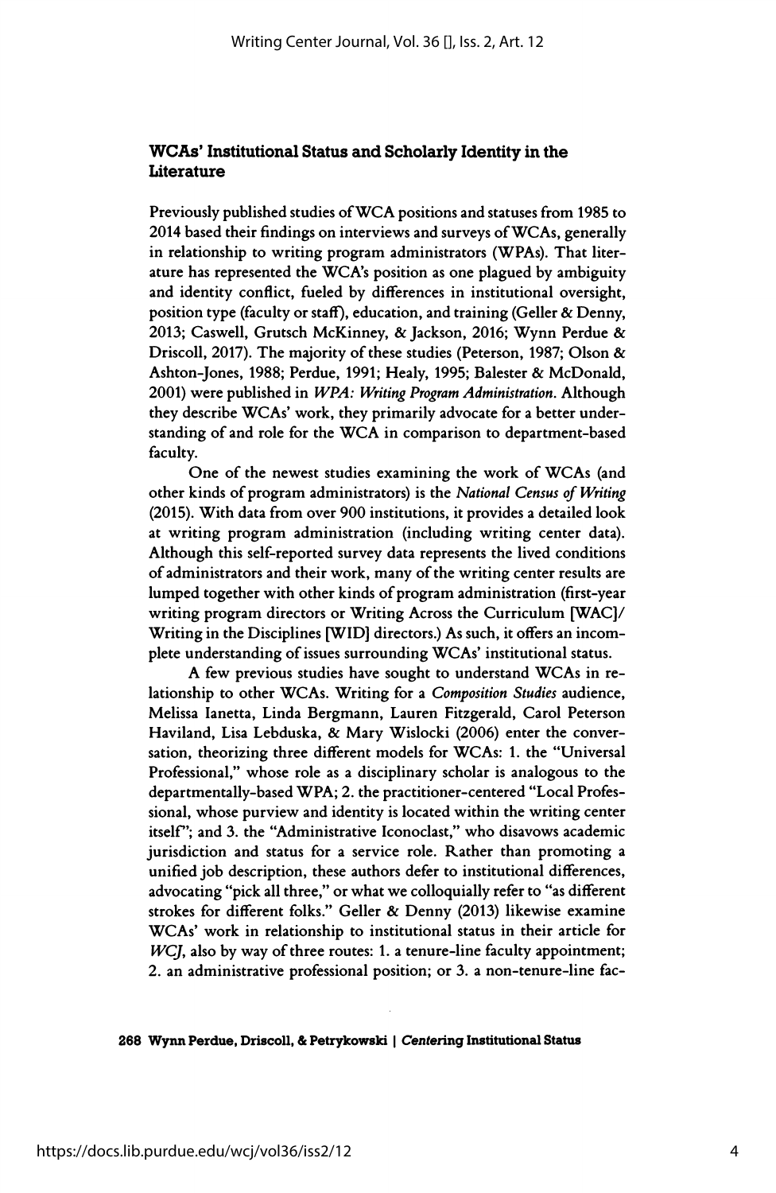## WCAs' Institutional Status and Scholarly Identity in the Literature

Previously published studies of WCA positions and statuses from 1985 to 2014 based their findings on interviews and surveys of WCAs, generally in relationship to writing program administrators (WPAs). That literature has represented the WCA's position as one plagued by ambiguity and identity conflict, fueled by differences in institutional oversight, position type (faculty or staff), education, and training (Geller & Denny, 2013; Caswell, Grutsch McKinney, & Jackson, 2016; Wynn Perdue & Driscoll, 2017). The majority of these studies (Peterson, 1987; Olson & Ashton-Jones, 1988; Perdue, 1991; Healy, 1995; Balester & McDonald, 2001) were published in *WPA: Writing Program Administration*. Although they describe WCAs' work, they primarily advocate for a better understanding of and role for the WCA in comparison to department-based faculty.

One of the newest studies examining the work of WCAs (and other kinds of program administrators) is the *National Census of Writing* (2015). With data from over 900 institutions, it provides a detailed look at writing program administration (including writing center data). Although this self-reported survey data represents the lived conditions of administrators and their work, many of the writing center results are lumped together with other kinds of program administration (first-year writing program directors or Writing Across the Curriculum [WAC]/ Writing in the Disciplines [WID] directors.) As such, it offers an incomplete understanding of issues surrounding WCAs' institutional status.

A few previous studies have sought to understand WCAs in relationship to other WCAs. Writing for a *Composition Studies* audience, Melissa Ianetta, Linda Bergmann, Lauren Fitzgerald, Carol Peterson Haviland, Lisa Lebduska, & Mary Wislocki (2006) enter the conversation, theorizing three different models for WCAs: 1. the "Universal Professional," whose role as a disciplinary scholar is analogous to the departmentally-based WPA; 2. the practitioner-centered "Local Professional, whose purview and identity is located within the writing center itself"; and 3. the "Administrative Iconoclast," who disavows academic jurisdiction and status for a service role. Rather than promoting a unified job description, these authors defer to institutional differences, advocating "pick all three," or what we colloquially refer to "as different strokes for different folks." Geller & Denny (2013) likewise examine WCAs' work in relationship to institutional status in their article for *WCJ*, also by way of three routes: 1. a tenure-line faculty appointment; 2. an administrative professional position; or 3. a non-tenure-line fac-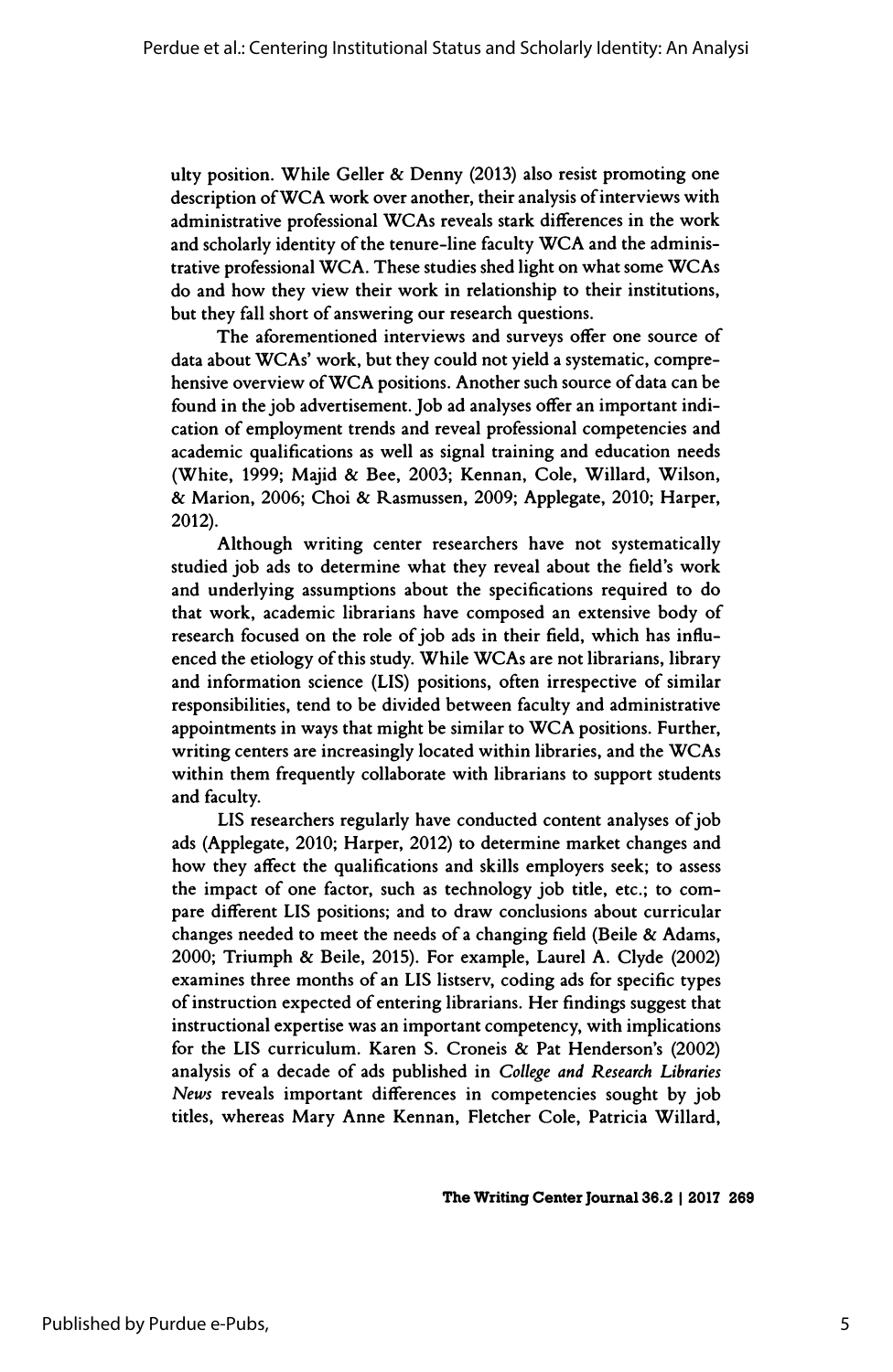ulty position. While Geller & Denny (2013) also resist promoting one description of WCA work over another, their analysis of interviews with administrative professional WCAs reveals stark differences in the work and scholarly identity of the tenure-line faculty WCA and the administrative professional WCA. These studies shed light on what some WCAs do and how they view their work in relationship to their institutions, but they fall short of answering our research questions.

The aforementioned interviews and surveys offer one source of data about WCAs' work, but they could not yield a systematic, comprehensive overview of WCA positions. Another such source of data can be found in the job advertisement. Job ad analyses offer an important indication of employment trends and reveal professional competencies and academic qualifications as well as signal training and education needs (White, 1999; Majid & Bee, 2003; Kennan, Cole, Willard, Wilson, & Marion, 2006; Choi & Rasmussen, 2009; Applegate, 2010; Harper, 2012).

Although writing center researchers have not systematically studied job ads to determine what they reveal about the field's work and underlying assumptions about the specifications required to do that work, academic librarians have composed an extensive body of research focused on the role of job ads in their field, which has influenced the etiology of this study. While WCAs are not librarians, library and information science (LIS) positions, often irrespective of similar responsibilities, tend to be divided between faculty and administrative appointments in ways that might be similar to WCA positions. Further, writing centers are increasingly located within libraries, and the WCAs within them frequently collaborate with librarians to support students and faculty.

LIS researchers regularly have conducted content analyses of job ads (Applegate, 2010; Harper, 2012) to determine market changes and how they affect the qualifications and skills employers seek; to assess the impact of one factor, such as technology job title, etc.; to compare different LIS positions; and to draw conclusions about curricular changes needed to meet the needs of a changing field (Beile & Adams, 2000; Triumph & Beile, 2015). For example, Laurel A. Clyde (2002) examines three months of an LIS listserv, coding ads for specific types of instruction expected of entering librarians. Her findings suggest that instructional expertise was an important competency, with implications for the LIS curriculum. Karen S. Croneis & Pat Henderson's (2002) analysis of a decade of ads published in *College and Research Libraries News* reveals important differences in competencies sought by job titles, whereas Mary Anne Kennan, Fletcher Cole, Patricia Willard,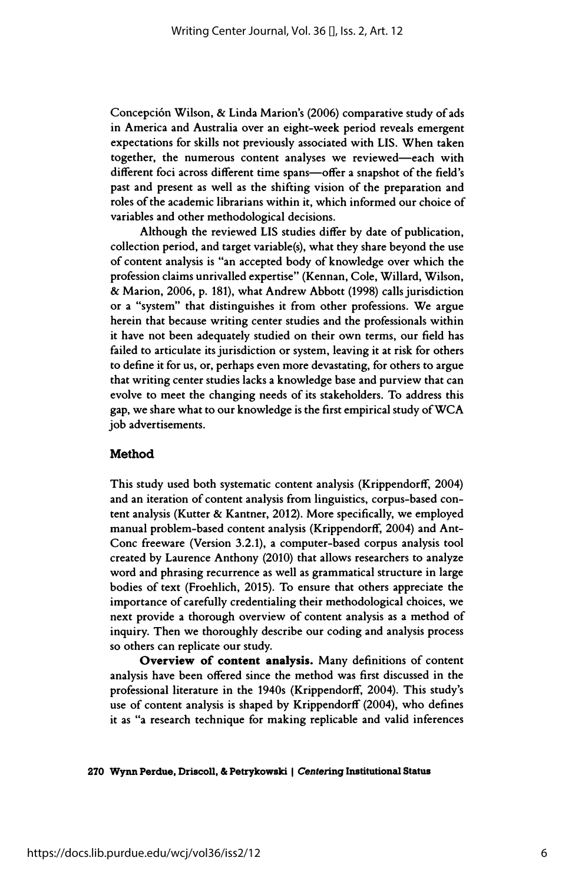Concepción Wilson, & Linda Marion's (2006) comparative study of ads in America and Australia over an eight-week period reveals emergent expectations for skills not previously associated with LIS. When taken together, the numerous content analyses we reviewed—each with different foci across different time spans—offer a snapshot of the field's past and present as well as the shifting vision of the preparation and roles of the academic librarians within it, which informed our choice of variables and other methodological decisions.

Although the reviewed LIS studies differ by date of publication, collection period, and target variable(s), what they share beyond the use of content analysis is "an accepted body of knowledge over which the profession claims unrivalled expertise" (Kennan, Cole, Willard, Wilson, & Marion, 2006, p. 181), what Andrew Abbott (1998) calls jurisdiction or a "system" that distinguishes it from other professions. We argue herein that because writing center studies and the professionals within it have not been adequately studied on their own terms, our field has failed to articulate its jurisdiction or system, leaving it at risk for others to define it for us, or, perhaps even more devastating, for others to argue that writing center studies lacks a knowledge base and purview that can evolve to meet the changing needs of its stakeholders. To address this gap, we share what to our knowledge is the first empirical study of WCA job advertisements.

## Method

This study used both systematic content analysis (Krippendorff, 2004) and an iteration of content analysis from linguistics, corpus-based content analysis (Kutter & Kantner, 2012). More specifically, we employed manual problem-based content analysis (Krippendorff, 2004) and AntConc freeware (Version 3.2.1), a computer-based corpus analysis tool created by Laurence Anthony (2010) that allows researchers to analyze word and phrasing recurrence as well as grammatical structure in large bodies of text (Froehlich, 2015). To ensure that others appreciate the importance of carefully credentialing their methodological choices, we next provide a thorough overview of content analysis as a method of inquiry. Then we thoroughly describe our coding and analysis process so others can replicate our study.

**Overview of content analysis.** Many definitions of content analysis have been offered since the method was first discussed in the professional literature in the 1940s (Krippendorff, 2004). This study's use of content analysis is shaped by Krippendorff (2004), who defines it as "a research technique for making replicable and valid inferences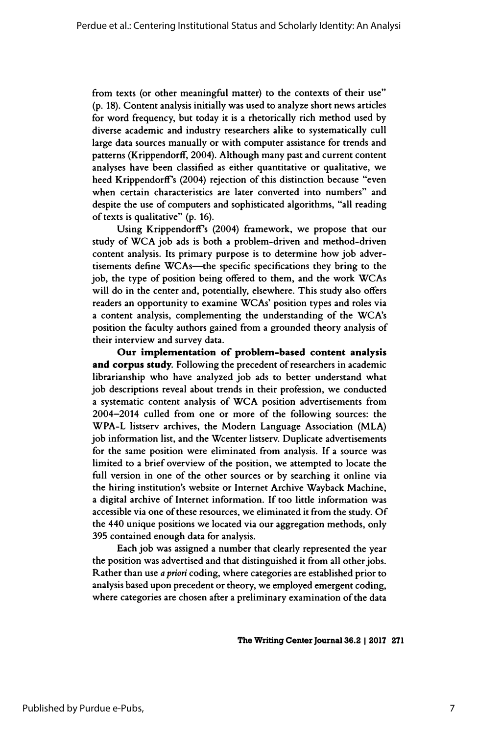from texts (or other meaningful matter) to the contexts of their use" (p. 18). Content analysis initially was used to analyze short news articles for word frequency, but today it is a rhetorically rich method used by diverse academic and industry researchers alike to systematically cull large data sources manually or with computer assistance for trends and patterns (Krippendorff, 2004). Although many past and current content analyses have been classified as either quantitative or qualitative, we heed Krippendorff's (2004) rejection of this distinction because "even when certain characteristics are later converted into numbers" and despite the use of computers and sophisticated algorithms, "all reading of texts is qualitative" (p. 16).

Using Krippendorff's (2004) framework, we propose that our study of WCA job ads is both a problem-driven and method-driven content analysis. Its primary purpose is to determine how job advertisements define WCAs—the specific specifications they bring to the job, the type of position being offered to them, and the work WCAs will do in the center and, potentially, elsewhere. This study also offers readers an opportunity to examine WCAs' position types and roles via a content analysis, complementing the understanding of the WCA's position the faculty authors gained from a grounded theory analysis of their interview and survey data.

**Our implementation of problem-based content analysis and corpus study.** Following the precedent of researchers in academic librarianship who have analyzed job ads to better understand what job descriptions reveal about trends in their profession, we conducted a systematic content analysis of WCA position advertisements from 2004–2014 culled from one or more of the following sources: the WPA-L listserv archives, the Modern Language Association (MLA) job information list, and the Wcenter listserv. Duplicate advertisements for the same position were eliminated from analysis. If a source was limited to a brief overview of the position, we attempted to locate the full version in one of the other sources or by searching it online via the hiring institution's website or Internet Archive Wayback Machine, a digital archive of Internet information. If too little information was accessible via one of these resources, we eliminated it from the study. Of the 440 unique positions we located via our aggregation methods, only 395 contained enough data for analysis.

Each job was assigned a number that clearly represented the year the position was advertised and that distinguished it from all other jobs. Rather than use *a priori* coding, where categories are established prior to analysis based upon precedent or theory, we employed emergent coding, where categories are chosen after a preliminary examination of the data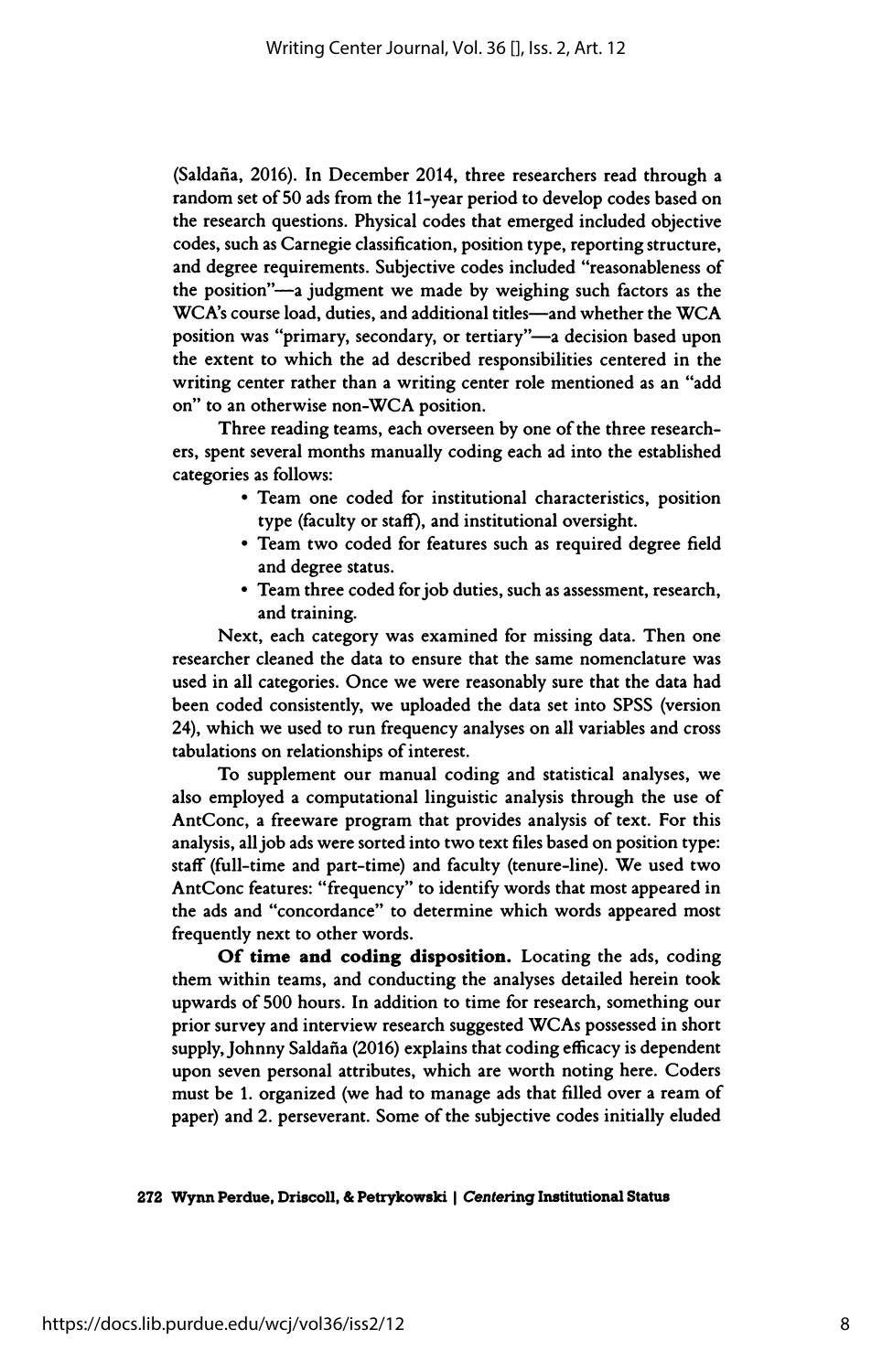(Saldaña, 2016). In December 2014, three researchers read through a random set of 50 ads from the 11-year period to develop codes based on the research questions. Physical codes that emerged included objective codes, such as Carnegie classification, position type, reporting structure, and degree requirements. Subjective codes included "reasonableness of the position"—a judgment we made by weighing such factors as the WCA's course load, duties, and additional titles—and whether the WCA position was "primary, secondary, or tertiary"—a decision based upon the extent to which the ad described responsibilities centered in the writing center rather than a writing center role mentioned as an "add on" to an otherwise non-WCA position.

Three reading teams, each overseen by one of the three researchers, spent several months manually coding each ad into the established categories as follows:

- Team one coded for institutional characteristics, position type (faculty or staff), and institutional oversight.
- Team two coded for features such as required degree field and degree status.
- Team three coded for job duties, such as assessment, research, and training.

Next, each category was examined for missing data. Then one researcher cleaned the data to ensure that the same nomenclature was used in all categories. Once we were reasonably sure that the data had been coded consistently, we uploaded the data set into SPSS (version 24), which we used to run frequency analyses on all variables and cross tabulations on relationships of interest.

To supplement our manual coding and statistical analyses, we also employed a computational linguistic analysis through the use of AntConc, a freeware program that provides analysis of text. For this analysis, all job ads were sorted into two text files based on position type: staff (full-time and part-time) and faculty (tenure-line). We used two AntConc features: "frequency" to identify words that most appeared in the ads and "concordance" to determine which words appeared most frequently next to other words.

**Of time and coding disposition.** Locating the ads, coding them within teams, and conducting the analyses detailed herein took upwards of 500 hours. In addition to time for research, something our prior survey and interview research suggested WCAs possessed in short supply, Johnny Saldaña (2016) explains that coding efficacy is dependent upon seven personal attributes, which are worth noting here. Coders must be 1. organized (we had to manage ads that filled over a ream of paper) and 2. perseverant. Some of the subjective codes initially eluded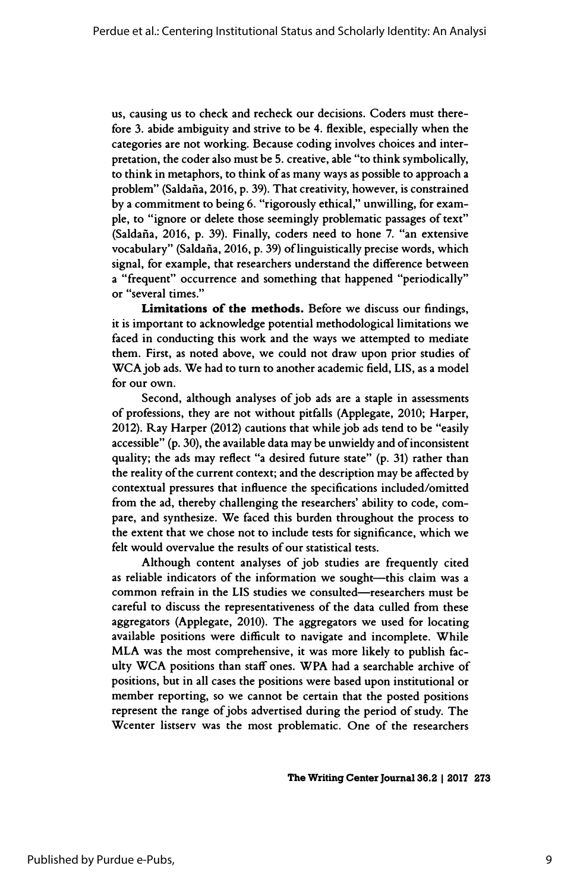us, causing us to check and recheck our decisions. Coders must therefore 3. abide ambiguity and strive to be 4. flexible, especially when the categories are not working. Because coding involves choices and interpretation, the coder also must be 5. creative, able "to think symbolically, to think in metaphors, to think of as many ways as possible to approach a problem" (Saldaña, 2016, p. 39). That creativity, however, is constrained by a commitment to being 6. "rigorously ethical," unwilling, for example, to "ignore or delete those seemingly problematic passages of text" (Saldaña, 2016, p. 39). Finally, coders need to hone 7. "an extensive vocabulary" (Saldaña, 2016, p. 39) of linguistically precise words, which signal, for example, that researchers understand the difference between a "frequent" occurrence and something that happened "periodically" or "several times."

**Limitations of the methods.** Before we discuss our findings, it is important to acknowledge potential methodological limitations we faced in conducting this work and the ways we attempted to mediate them. First, as noted above, we could not draw upon prior studies of WCA job ads. We had to turn to another academic field, LIS, as a model for our own.

Second, although analyses of job ads are a staple in assessments of professions, they are not without pitfalls (Applegate, 2010; Harper, 2012). Ray Harper (2012) cautions that while job ads tend to be "easily accessible" (p. 30), the available data may be unwieldy and of inconsistent quality; the ads may reflect "a desired future state" (p. 31) rather than the reality of the current context; and the description may be affected by contextual pressures that influence the specifications included/omitted from the ad, thereby challenging the researchers' ability to code, compare, and synthesize. We faced this burden throughout the process to the extent that we chose not to include tests for significance, which we felt would overvalue the results of our statistical tests.

Although content analyses of job studies are frequently cited as reliable indicators of the information we sought—this claim was a common refrain in the LIS studies we consulted—researchers must be careful to discuss the representativeness of the data culled from these aggregators (Applegate, 2010). The aggregators we used for locating available positions were difficult to navigate and incomplete. While MLA was the most comprehensive, it was more likely to publish faculty WCA positions than staff ones. WPA had a searchable archive of positions, but in all cases the positions were based upon institutional or member reporting, so we cannot be certain that the posted positions represent the range of jobs advertised during the period of study. The Wcenter listserv was the most problematic. One of the researchers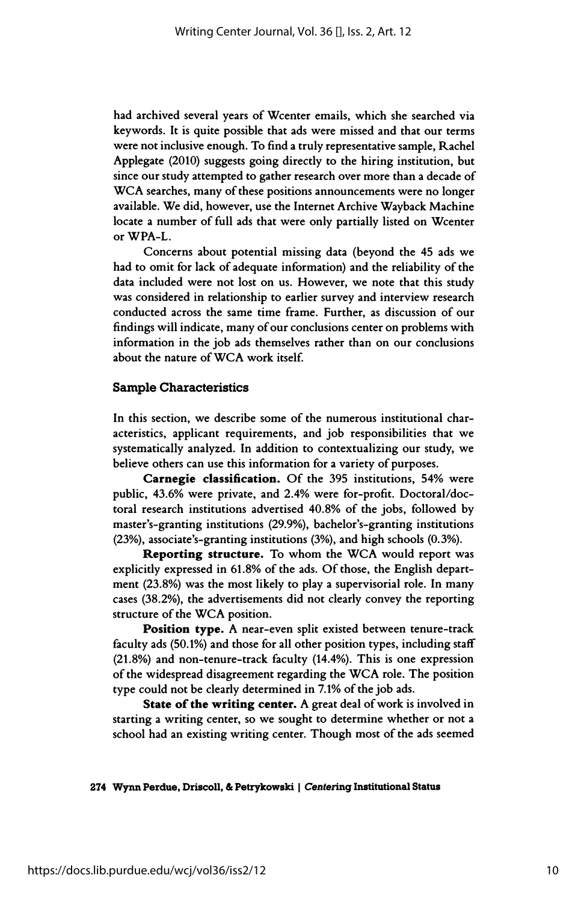had archived several years of Wcenter emails, which she searched via keywords. It is quite possible that ads were missed and that our terms were not inclusive enough. To find a truly representative sample, Rachel Applegate (2010) suggests going directly to the hiring institution, but since our study attempted to gather research over more than a decade of WCA searches, many of these positions announcements were no longer available. We did, however, use the Internet Archive Wayback Machine locate a number of full ads that were only partially listed on Wcenter or WPA-L.

Concerns about potential missing data (beyond the 45 ads we had to omit for lack of adequate information) and the reliability of the data included were not lost on us. However, we note that this study was considered in relationship to earlier survey and interview research conducted across the same time frame. Further, as discussion of our findings will indicate, many of our conclusions center on problems with information in the job ads themselves rather than on our conclusions about the nature of WCA work itself.

### Sample Characteristics

In this section, we describe some of the numerous institutional characteristics, applicant requirements, and job responsibilities that we systematically analyzed. In addition to contextualizing our study, we believe others can use this information for a variety of purposes.

**Carnegie classification.** Of the 395 institutions, 54% were public, 43.6% were private, and 2.4% were for-profit. Doctoral/doctoral research institutions advertised 40.8% of the jobs, followed by master's-granting institutions (29.9%), bachelor's-granting institutions (23%), associate's-granting institutions (3%), and high schools (0.3%).

**Reporting structure.** To whom the WCA would report was explicitly expressed in 61.8% of the ads. Of those, the English department (23.8%) was the most likely to play a supervisorial role. In many cases (38.2%), the advertisements did not clearly convey the reporting structure of the WCA position.

**Position type.** A near-even split existed between tenure-track faculty ads (50.1%) and those for all other position types, including staff (21.8%) and non-tenure-track faculty (14.4%). This is one expression of the widespread disagreement regarding the WCA role. The position type could not be clearly determined in 7.1% of the job ads.

**State of the writing center.** A great deal of work is involved in starting a writing center, so we sought to determine whether or not a school had an existing writing center. Though most of the ads seemed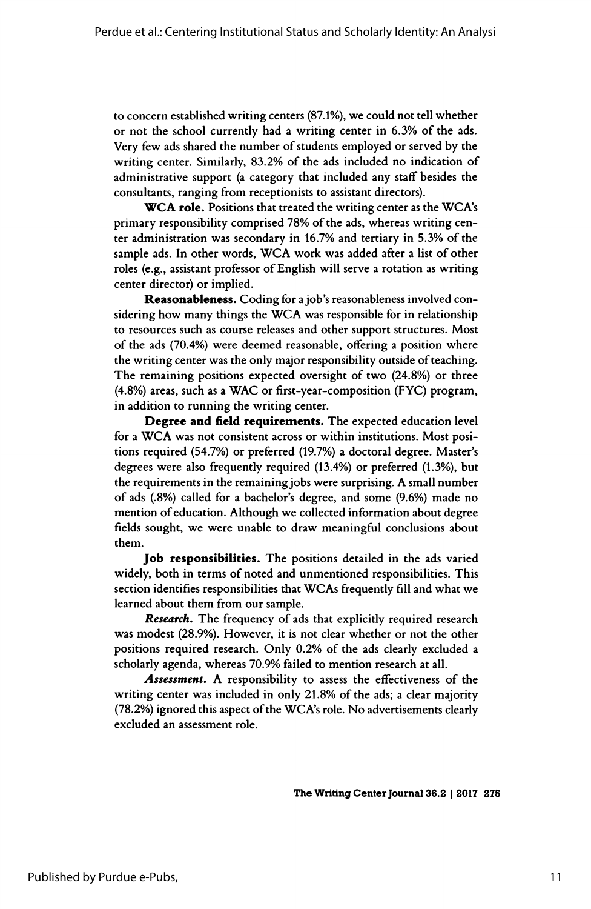to concern established writing centers (87.1%), we could not tell whether or not the school currently had a writing center in 6.3% of the ads. Very few ads shared the number of students employed or served by the writing center. Similarly, 83.2% of the ads included no indication of administrative support (a category that included any staff besides the consultants, ranging from receptionists to assistant directors).

**WCA role.** Positions that treated the writing center as the WCA's primary responsibility comprised 78% of the ads, whereas writing center administration was secondary in 16.7% and tertiary in 5.3% of the sample ads. In other words, WCA work was added after a list of other roles (e.g., assistant professor of English will serve a rotation as writing center director) or implied.

**Reasonableness.** Coding for a job's reasonableness involved considering how many things the WCA was responsible for in relationship to resources such as course releases and other support structures. Most of the ads (70.4%) were deemed reasonable, offering a position where the writing center was the only major responsibility outside of teaching. The remaining positions expected oversight of two (24.8%) or three (4.8%) areas, such as a WAC or first-year-composition (FYC) program, in addition to running the writing center.

**Degree and field requirements.** The expected education level for a WCA was not consistent across or within institutions. Most positions required (54.7%) or preferred (19.7%) a doctoral degree. Master's degrees were also frequently required (13.4%) or preferred (1.3%), but the requirements in the remaining jobs were surprising. A small number of ads (.8%) called for a bachelor's degree, and some (9.6%) made no mention of education. Although we collected information about degree fields sought, we were unable to draw meaningful conclusions about them.

**Job responsibilities.** The positions detailed in the ads varied widely, both in terms of noted and unmentioned responsibilities. This section identifies responsibilities that WCAs frequently fill and what we learned about them from our sample.

***Research.*** The frequency of ads that explicitly required research was modest (28.9%). However, it is not clear whether or not the other positions required research. Only 0.2% of the ads clearly excluded a scholarly agenda, whereas 70.9% failed to mention research at all.

***Assessment.*** A responsibility to assess the effectiveness of the writing center was included in only 21.8% of the ads; a clear majority (78.2%) ignored this aspect of the WCA's role. No advertisements clearly excluded an assessment role.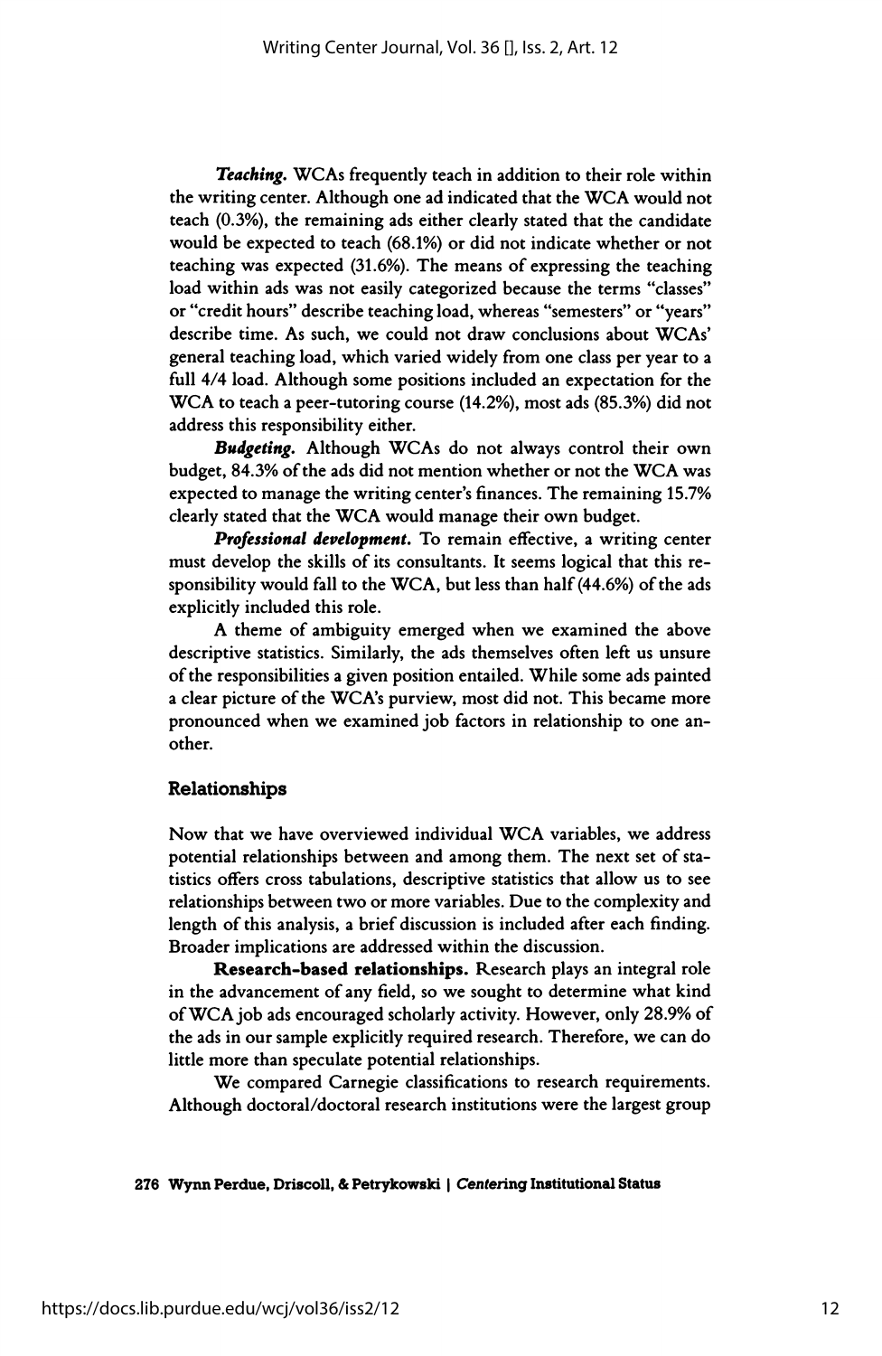***Teaching.*** WCAs frequently teach in addition to their role within the writing center. Although one ad indicated that the WCA would not teach (0.3%), the remaining ads either clearly stated that the candidate would be expected to teach (68.1%) or did not indicate whether or not teaching was expected (31.6%). The means of expressing the teaching load within ads was not easily categorized because the terms "classes" or "credit hours" describe teaching load, whereas "semesters" or "years" describe time. As such, we could not draw conclusions about WCAs' general teaching load, which varied widely from one class per year to a full 4/4 load. Although some positions included an expectation for the WCA to teach a peer-tutoring course (14.2%), most ads (85.3%) did not address this responsibility either.

***Budgeting.*** Although WCAs do not always control their own budget, 84.3% of the ads did not mention whether or not the WCA was expected to manage the writing center's finances. The remaining 15.7% clearly stated that the WCA would manage their own budget.

***Professional development.*** To remain effective, a writing center must develop the skills of its consultants. It seems logical that this responsibility would fall to the WCA, but less than half (44.6%) of the ads explicitly included this role.

A theme of ambiguity emerged when we examined the above descriptive statistics. Similarly, the ads themselves often left us unsure of the responsibilities a given position entailed. While some ads painted a clear picture of the WCA's purview, most did not. This became more pronounced when we examined job factors in relationship to one another.

## Relationships

Now that we have overviewed individual WCA variables, we address potential relationships between and among them. The next set of statistics offers cross tabulations, descriptive statistics that allow us to see relationships between two or more variables. Due to the complexity and length of this analysis, a brief discussion is included after each finding. Broader implications are addressed within the discussion.

**Research-based relationships.** Research plays an integral role in the advancement of any field, so we sought to determine what kind of WCA job ads encouraged scholarly activity. However, only 28.9% of the ads in our sample explicitly required research. Therefore, we can do little more than speculate potential relationships.

We compared Carnegie classifications to research requirements. Although doctoral/doctoral research institutions were the largest group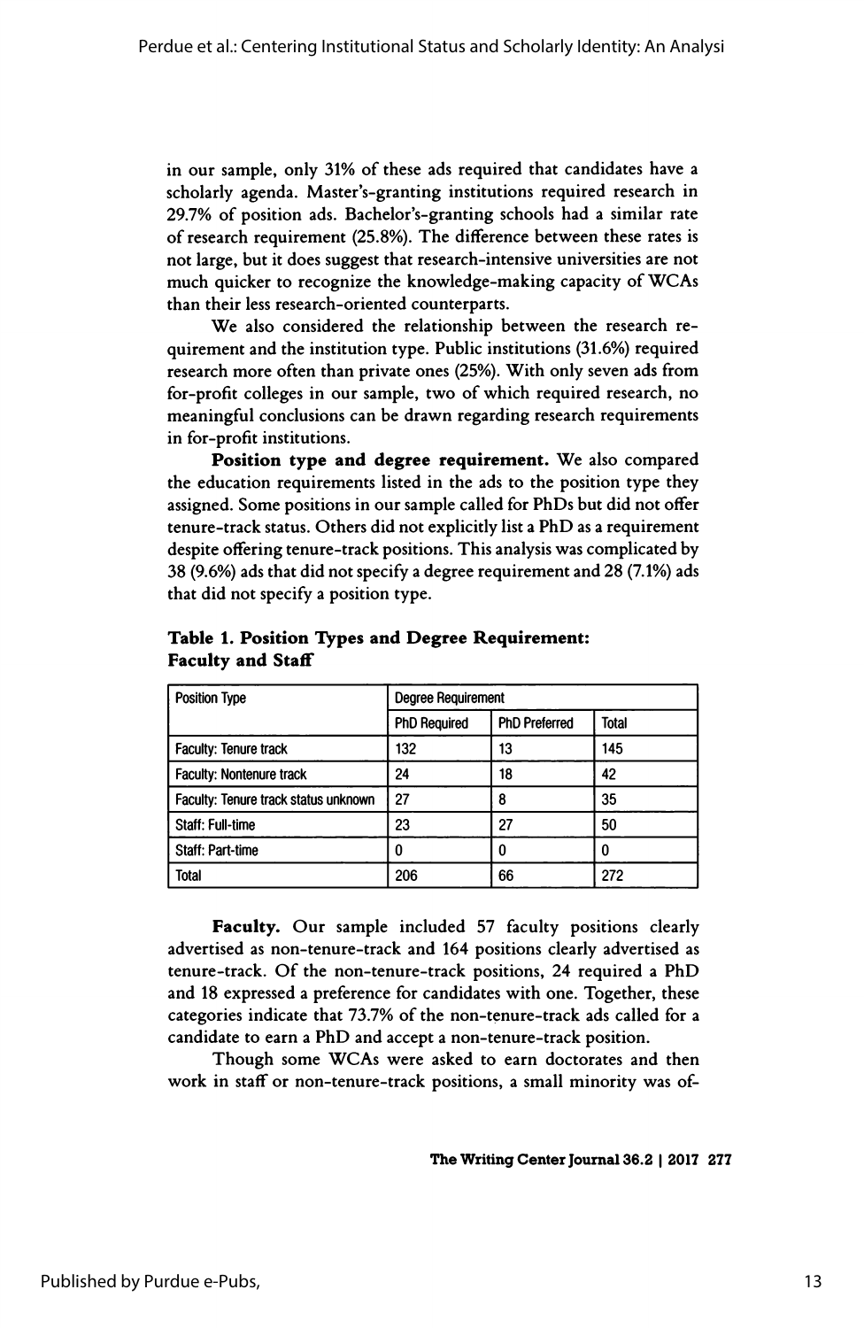in our sample, only 31% of these ads required that candidates have a scholarly agenda. Master's-granting institutions required research in 29.7% of position ads. Bachelor's-granting schools had a similar rate of research requirement (25.8%). The difference between these rates is not large, but it does suggest that research-intensive universities are not much quicker to recognize the knowledge-making capacity of WCAs than their less research-oriented counterparts.

We also considered the relationship between the research requirement and the institution type. Public institutions (31.6%) required research more often than private ones (25%). With only seven ads from for-profit colleges in our sample, two of which required research, no meaningful conclusions can be drawn regarding research requirements in for-profit institutions.

**Position type and degree requirement.** We also compared the education requirements listed in the ads to the position type they assigned. Some positions in our sample called for PhDs but did not offer tenure-track status. Others did not explicitly list a PhD as a requirement despite offering tenure-track positions. This analysis was complicated by 38 (9.6%) ads that did not specify a degree requirement and 28 (7.1%) ads that did not specify a position type.

**Table 1. Position Types and Degree Requirement: Faculty and Staff**

| Position Type | Degree Requirement | | |
|---|---|---|---|
| | PhD Required | PhD Preferred | Total |
| Faculty: Tenure track | 132 | 13 | 145 |
| Faculty: Nontenure track | 24 | 18 | 42 |
| Faculty: Tenure track status unknown | 27 | 8 | 35 |
| Staff: Full-time | 23 | 27 | 50 |
| Staff: Part-time | 0 | 0 | 0 |
| Total | 206 | 66 | 272 |

**Faculty.** Our sample included 57 faculty positions clearly advertised as non-tenure-track and 164 positions clearly advertised as tenure-track. Of the non-tenure-track positions, 24 required a PhD and 18 expressed a preference for candidates with one. Together, these categories indicate that 73.7% of the non-tenure-track ads called for a candidate to earn a PhD and accept a non-tenure-track position.

Though some WCAs were asked to earn doctorates and then work in staff or non-tenure-track positions, a small minority was of-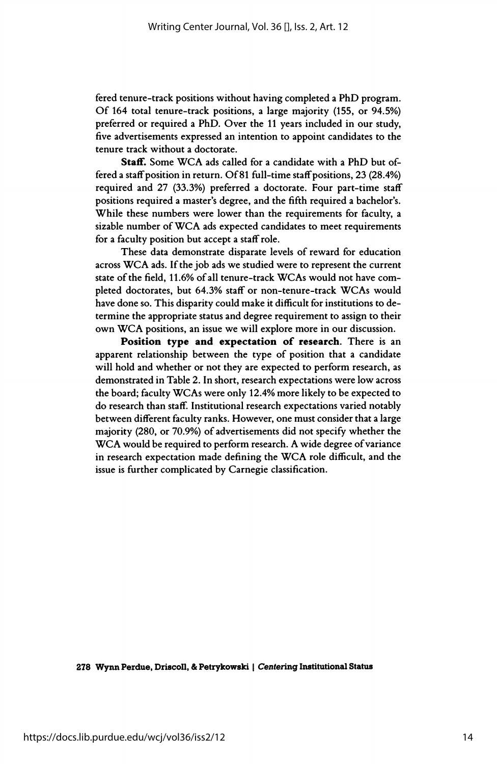fered tenure-track positions without having completed a PhD program. Of 164 total tenure-track positions, a large majority (155, or 94.5%) preferred or required a PhD. Over the 11 years included in our study, five advertisements expressed an intention to appoint candidates to the tenure track without a doctorate.

**Staff.** Some WCA ads called for a candidate with a PhD but offered a staff position in return. Of 81 full-time staff positions, 23 (28.4%) required and 27 (33.3%) preferred a doctorate. Four part-time staff positions required a master's degree, and the fifth required a bachelor's. While these numbers were lower than the requirements for faculty, a sizable number of WCA ads expected candidates to meet requirements for a faculty position but accept a staff role.

These data demonstrate disparate levels of reward for education across WCA ads. If the job ads we studied were to represent the current state of the field, 11.6% of all tenure-track WCAs would not have completed doctorates, but 64.3% staff or non-tenure-track WCAs would have done so. This disparity could make it difficult for institutions to determine the appropriate status and degree requirement to assign to their own WCA positions, an issue we will explore more in our discussion.

**Position type and expectation of research**. There is an apparent relationship between the type of position that a candidate will hold and whether or not they are expected to perform research, as demonstrated in Table 2. In short, research expectations were low across the board; faculty WCAs were only 12.4% more likely to be expected to do research than staff. Institutional research expectations varied notably between different faculty ranks. However, one must consider that a large majority (280, or 70.9%) of advertisements did not specify whether the WCA would be required to perform research. A wide degree of variance in research expectation made defining the WCA role difficult, and the issue is further complicated by Carnegie classification.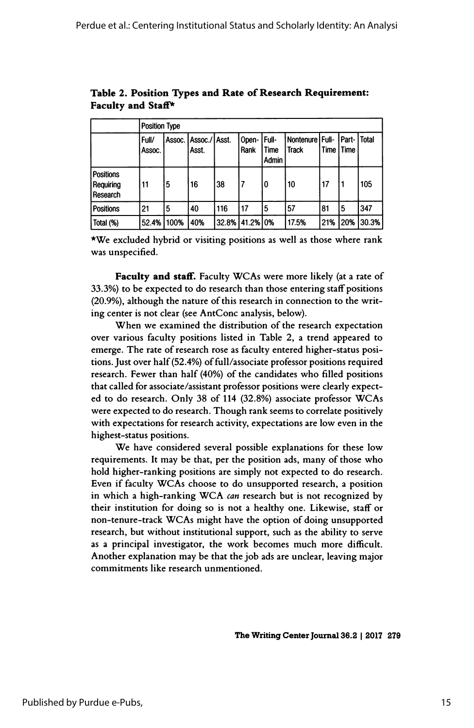**Table 2. Position Types and Rate of Research Requirement: Faculty and Staff***

| | Position Type | | | | | | | | | |
|---|---|---|---|---|---|---|---|---|---|---|
| | Full/ Assoc. | Assoc. | Assoc./ Asst. | Asst. | Open-Rank | Full-Time Admin | Nontenure Track | Full-Time | Part-Time | Total |
| Positions Requiring Research | 11 | 5 | 16 | 38 | 7 | 0 | 10 | 17 | 1 | 105 |
| Positions | 21 | 5 | 40 | 116 | 17 | 5 | 57 | 81 | 5 | 347 |
| Total (%) | 52.4% | 100% | 40% | 32.8% | 41.2% | 0% | 17.5% | 21% | 20% | 30.3% |

*We excluded hybrid or visiting positions as well as those where rank was unspecified.

**Faculty and staff.** Faculty WCAs were more likely (at a rate of 33.3%) to be expected to do research than those entering staff positions (20.9%), although the nature of this research in connection to the writing center is not clear (see AntConc analysis, below).

When we examined the distribution of the research expectation over various faculty positions listed in Table 2, a trend appeared to emerge. The rate of research rose as faculty entered higher-status positions. Just over half (52.4%) of full/associate professor positions required research. Fewer than half (40%) of the candidates who filled positions that called for associate/assistant professor positions were clearly expected to do research. Only 38 of 114 (32.8%) associate professor WCAs were expected to do research. Though rank seems to correlate positively with expectations for research activity, expectations are low even in the highest-status positions.

We have considered several possible explanations for these low requirements. It may be that, per the position ads, many of those who hold higher-ranking positions are simply not expected to do research. Even if faculty WCAs choose to do unsupported research, a position in which a high-ranking WCA *can* research but is not recognized by their institution for doing so is not a healthy one. Likewise, staff or non-tenure-track WCAs might have the option of doing unsupported research, but without institutional support, such as the ability to serve as a principal investigator, the work becomes much more difficult. Another explanation may be that the job ads are unclear, leaving major commitments like research unmentioned.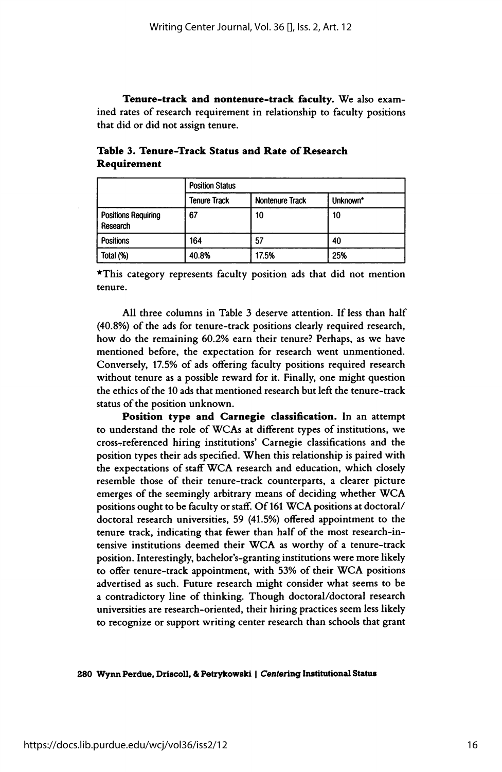**Tenure-track and nontenure-track faculty.** We also examined rates of research requirement in relationship to faculty positions that did or did not assign tenure.

**Table 3. Tenure-Track Status and Rate of Research Requirement**

| | Position Status | | |
|---|---|---|---|
| | Tenure Track | Nontenure Track | Unknown* |
| Positions Requiring Research | 67 | 10 | 10 |
| Positions | 164 | 57 | 40 |
| Total (%) | 40.8% | 17.5% | 25% |

*This category represents faculty position ads that did not mention tenure.

All three columns in Table 3 deserve attention. If less than half (40.8%) of the ads for tenure-track positions clearly required research, how do the remaining 60.2% earn their tenure? Perhaps, as we have mentioned before, the expectation for research went unmentioned. Conversely, 17.5% of ads offering faculty positions required research without tenure as a possible reward for it. Finally, one might question the ethics of the 10 ads that mentioned research but left the tenure-track status of the position unknown.

**Position type and Carnegie classification.** In an attempt to understand the role of WCAs at different types of institutions, we cross-referenced hiring institutions' Carnegie classifications and the position types their ads specified. When this relationship is paired with the expectations of staff WCA research and education, which closely resemble those of their tenure-track counterparts, a clearer picture emerges of the seemingly arbitrary means of deciding whether WCA positions ought to be faculty or staff. Of 161 WCA positions at doctoral/doctoral research universities, 59 (41.5%) offered appointment to the tenure track, indicating that fewer than half of the most research-intensive institutions deemed their WCA as worthy of a tenure-track position. Interestingly, bachelor's-granting institutions were more likely to offer tenure-track appointment, with 53% of their WCA positions advertised as such. Future research might consider what seems to be a contradictory line of thinking. Though doctoral/doctoral research universities are research-oriented, their hiring practices seem less likely to recognize or support writing center research than schools that grant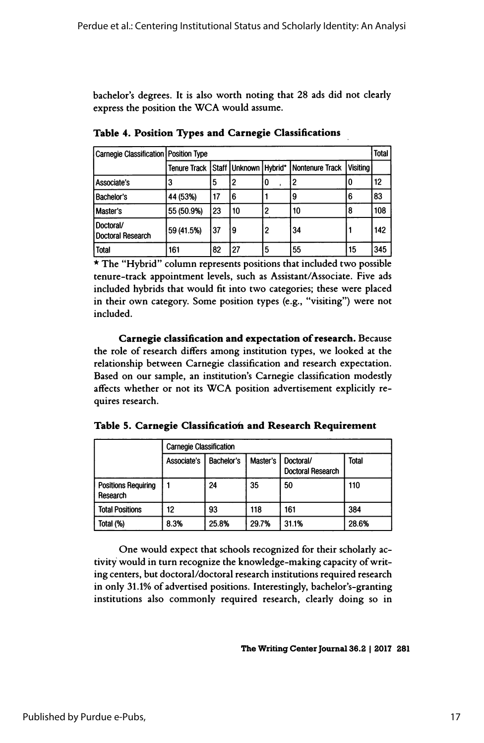bachelor's degrees. It is also worth noting that 28 ads did not clearly express the position the WCA would assume.

**Table 4. Position Types and Carnegie Classifications**

| Carnegie Classification | Position Type | | | | | | Total |
|---|---|---|---|---|---|---|---|
| | Tenure Track | Staff | Unknown | Hybrid* | Nontenure Track | Visiting | |
| Associate's | 3 | 5 | 2 | 0 | 2 | 0 | 12 |
| Bachelor's | 44 (53%) | 17 | 6 | 1 | 9 | 6 | 83 |
| Master's | 55 (50.9%) | 23 | 10 | 2 | 10 | 8 | 108 |
| Doctoral/ Doctoral Research | 59 (41.5%) | 37 | 9 | 2 | 34 | 1 | 142 |
| Total | 161 | 82 | 27 | 5 | 55 | 15 | 345 |

* The "Hybrid" column represents positions that included two possible tenure-track appointment levels, such as Assistant/Associate. Five ads included hybrids that would fit into two categories; these were placed in their own category. Some position types (e.g., "visiting") were not included.

**Carnegie classification and expectation of research.** Because the role of research differs among institution types, we looked at the relationship between Carnegie classification and research expectation. Based on our sample, an institution's Carnegie classification modestly affects whether or not its WCA position advertisement explicitly requires research.

**Table 5. Carnegie Classification and Research Requirement**

| | Carnegie Classification | | | | |
|---|---|---|---|---|---|
| | Associate's | Bachelor's | Master's | Doctoral/ Doctoral Research | Total |
| Positions Requiring Research | 1 | 24 | 35 | 50 | 110 |
| Total Positions | 12 | 93 | 118 | 161 | 384 |
| Total (%) | 8.3% | 25.8% | 29.7% | 31.1% | 28.6% |

One would expect that schools recognized for their scholarly activity would in turn recognize the knowledge-making capacity of writing centers, but doctoral/doctoral research institutions required research in only 31.1% of advertised positions. Interestingly, bachelor's-granting institutions also commonly required research, clearly doing so in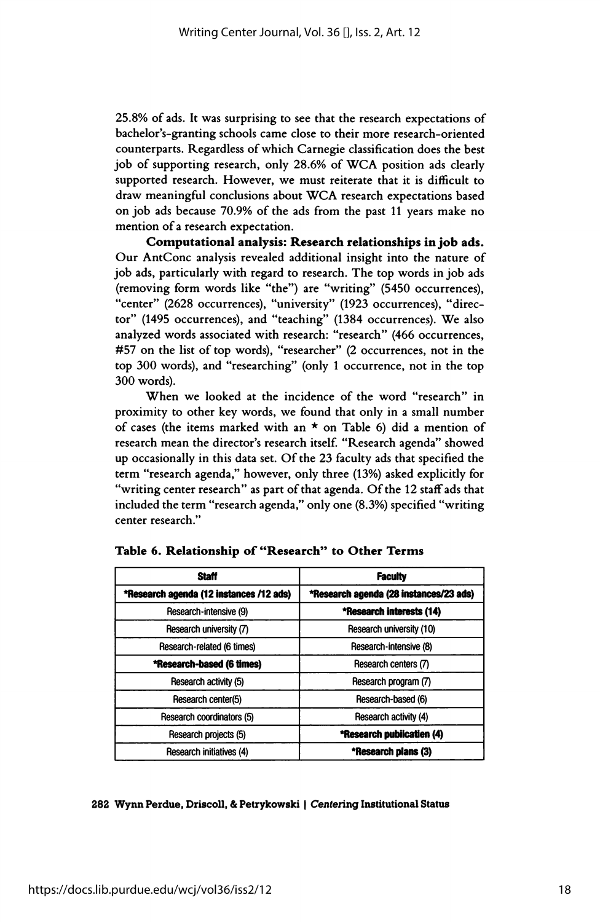25.8% of ads. It was surprising to see that the research expectations of bachelor's-granting schools came close to their more research-oriented counterparts. Regardless of which Carnegie classification does the best job of supporting research, only 28.6% of WCA position ads clearly supported research. However, we must reiterate that it is difficult to draw meaningful conclusions about WCA research expectations based on job ads because 70.9% of the ads from the past 11 years make no mention of a research expectation.

**Computational analysis: Research relationships in job ads.** Our AntConc analysis revealed additional insight into the nature of job ads, particularly with regard to research. The top words in job ads (removing form words like "the") are "writing" (5450 occurrences), "center" (2628 occurrences), "university" (1923 occurrences), "director" (1495 occurrences), and "teaching" (1384 occurrences). We also analyzed words associated with research: "research" (466 occurrences, #57 on the list of top words), "researcher" (2 occurrences, not in the top 300 words), and "researching" (only 1 occurrence, not in the top 300 words).

When we looked at the incidence of the word "research" in proximity to other key words, we found that only in a small number of cases (the items marked with an * on Table 6) did a mention of research mean the director's research itself. "Research agenda" showed up occasionally in this data set. Of the 23 faculty ads that specified the term "research agenda," however, only three (13%) asked explicitly for "writing center research" as part of that agenda. Of the 12 staff ads that included the term "research agenda," only one (8.3%) specified "writing center research."

**Table 6. Relationship of "Research" to Other Terms**

| Staff | Faculty |
|---|---|
| ***Research agenda (12 instances /12 ads)** | ***Research agenda (28 instances/23 ads)** |
| Research-intensive (9) | ***Research interests (14)** |
| Research university (7) | Research university (10) |
| Research-related (6 times) | Research-intensive (8) |
| ***Research-based (6 times)** | Research centers (7) |
| Research activity (5) | Research program (7) |
| Research center(5) | Research-based (6) |
| Research coordinators (5) | Research activity (4) |
| Research projects (5) | ***Research publication (4)** |
| Research initiatives (4) | ***Research plans (3)** |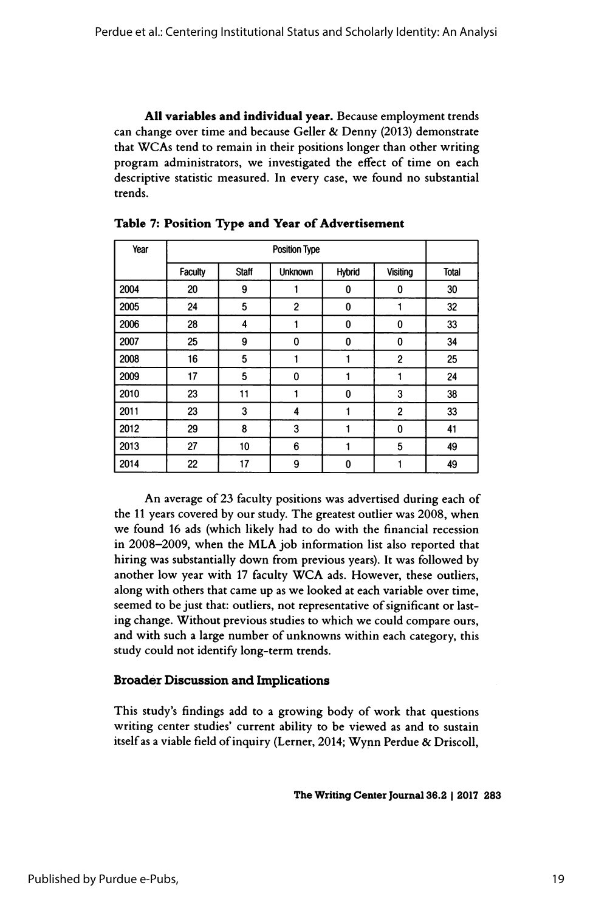**All variables and individual year.** Because employment trends can change over time and because Geller & Denny (2013) demonstrate that WCAs tend to remain in their positions longer than other writing program administrators, we investigated the effect of time on each descriptive statistic measured. In every case, we found no substantial trends.

**Table 7: Position Type and Year of Advertisement**

| Year | Position Type | | | | | |
|---|---|---|---|---|---|---|
| | Faculty | Staff | Unknown | Hybrid | Visiting | Total |
| 2004 | 20 | 9 | 1 | 0 | 0 | 30 |
| 2005 | 24 | 5 | 2 | 0 | 1 | 32 |
| 2006 | 28 | 4 | 1 | 0 | 0 | 33 |
| 2007 | 25 | 9 | 0 | 0 | 0 | 34 |
| 2008 | 16 | 5 | 1 | 1 | 2 | 25 |
| 2009 | 17 | 5 | 0 | 1 | 1 | 24 |
| 2010 | 23 | 11 | 1 | 0 | 3 | 38 |
| 2011 | 23 | 3 | 4 | 1 | 2 | 33 |
| 2012 | 29 | 8 | 3 | 1 | 0 | 41 |
| 2013 | 27 | 10 | 6 | 1 | 5 | 49 |
| 2014 | 22 | 17 | 9 | 0 | 1 | 49 |

An average of 23 faculty positions was advertised during each of the 11 years covered by our study. The greatest outlier was 2008, when we found 16 ads (which likely had to do with the financial recession in 2008–2009, when the MLA job information list also reported that hiring was substantially down from previous years). It was followed by another low year with 17 faculty WCA ads. However, these outliers, along with others that came up as we looked at each variable over time, seemed to be just that: outliers, not representative of significant or lasting change. Without previous studies to which we could compare ours, and with such a large number of unknowns within each category, this study could not identify long-term trends.

### Broader Discussion and Implications

This study's findings add to a growing body of work that questions writing center studies' current ability to be viewed as and to sustain itself as a viable field of inquiry (Lerner, 2014; Wynn Perdue & Driscoll,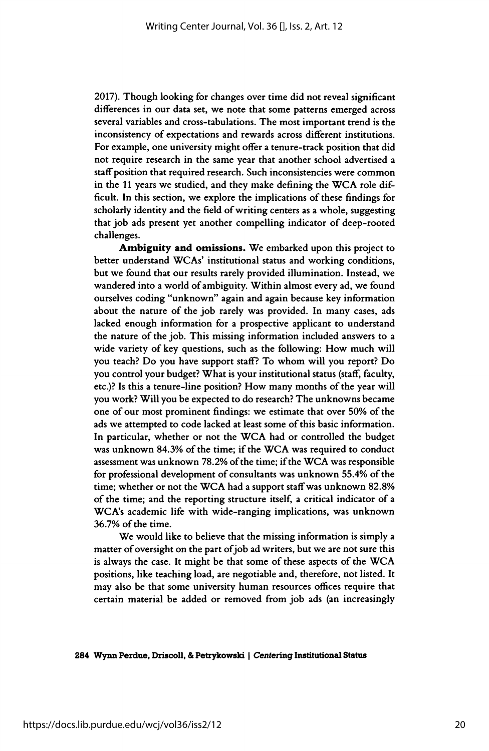2017). Though looking for changes over time did not reveal significant differences in our data set, we note that some patterns emerged across several variables and cross-tabulations. The most important trend is the inconsistency of expectations and rewards across different institutions. For example, one university might offer a tenure-track position that did not require research in the same year that another school advertised a staff position that required research. Such inconsistencies were common in the 11 years we studied, and they make defining the WCA role difficult. In this section, we explore the implications of these findings for scholarly identity and the field of writing centers as a whole, suggesting that job ads present yet another compelling indicator of deep-rooted challenges.

**Ambiguity and omissions.** We embarked upon this project to better understand WCAs' institutional status and working conditions, but we found that our results rarely provided illumination. Instead, we wandered into a world of ambiguity. Within almost every ad, we found ourselves coding "unknown" again and again because key information about the nature of the job rarely was provided. In many cases, ads lacked enough information for a prospective applicant to understand the nature of the job. This missing information included answers to a wide variety of key questions, such as the following: How much will you teach? Do you have support staff? To whom will you report? Do you control your budget? What is your institutional status (staff, faculty, etc.)? Is this a tenure-line position? How many months of the year will you work? Will you be expected to do research? The unknowns became one of our most prominent findings: we estimate that over 50% of the ads we attempted to code lacked at least some of this basic information. In particular, whether or not the WCA had or controlled the budget was unknown 84.3% of the time; if the WCA was required to conduct assessment was unknown 78.2% of the time; if the WCA was responsible for professional development of consultants was unknown 55.4% of the time; whether or not the WCA had a support staff was unknown 82.8% of the time; and the reporting structure itself, a critical indicator of a WCA's academic life with wide-ranging implications, was unknown 36.7% of the time.

We would like to believe that the missing information is simply a matter of oversight on the part of job ad writers, but we are not sure this is always the case. It might be that some of these aspects of the WCA positions, like teaching load, are negotiable and, therefore, not listed. It may also be that some university human resources offices require that certain material be added or removed from job ads (an increasingly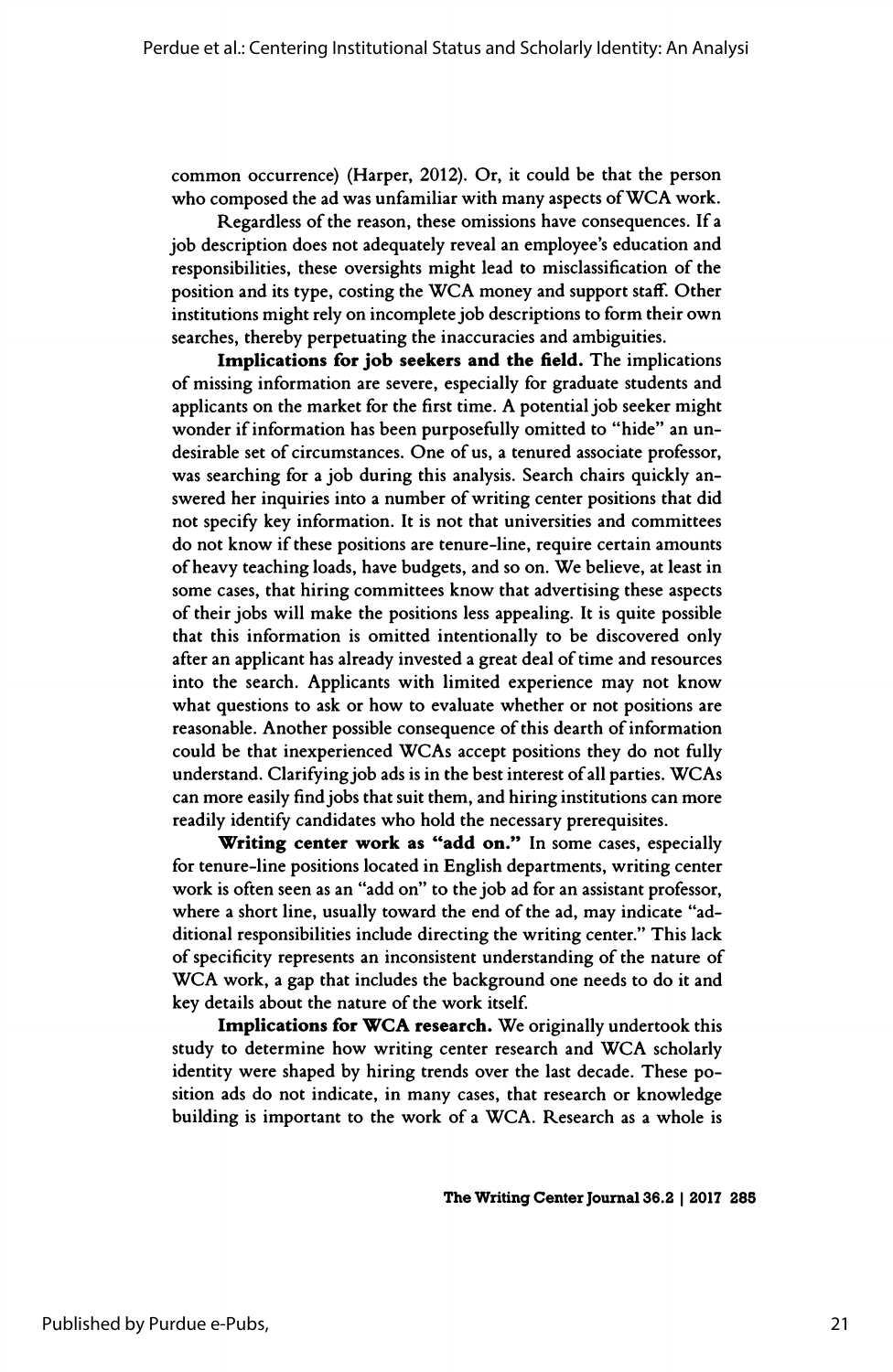common occurrence) (Harper, 2012). Or, it could be that the person who composed the ad was unfamiliar with many aspects of WCA work.

Regardless of the reason, these omissions have consequences. If a job description does not adequately reveal an employee's education and responsibilities, these oversights might lead to misclassification of the position and its type, costing the WCA money and support staff. Other institutions might rely on incomplete job descriptions to form their own searches, thereby perpetuating the inaccuracies and ambiguities.

**Implications for job seekers and the field.** The implications of missing information are severe, especially for graduate students and applicants on the market for the first time. A potential job seeker might wonder if information has been purposefully omitted to "hide" an undesirable set of circumstances. One of us, a tenured associate professor, was searching for a job during this analysis. Search chairs quickly answered her inquiries into a number of writing center positions that did not specify key information. It is not that universities and committees do not know if these positions are tenure-line, require certain amounts of heavy teaching loads, have budgets, and so on. We believe, at least in some cases, that hiring committees know that advertising these aspects of their jobs will make the positions less appealing. It is quite possible that this information is omitted intentionally to be discovered only after an applicant has already invested a great deal of time and resources into the search. Applicants with limited experience may not know what questions to ask or how to evaluate whether or not positions are reasonable. Another possible consequence of this dearth of information could be that inexperienced WCAs accept positions they do not fully understand. Clarifying job ads is in the best interest of all parties. WCAs can more easily find jobs that suit them, and hiring institutions can more readily identify candidates who hold the necessary prerequisites.

**Writing center work as "add on."** In some cases, especially for tenure-line positions located in English departments, writing center work is often seen as an "add on" to the job ad for an assistant professor, where a short line, usually toward the end of the ad, may indicate "additional responsibilities include directing the writing center." This lack of specificity represents an inconsistent understanding of the nature of WCA work, a gap that includes the background one needs to do it and key details about the nature of the work itself.

**Implications for WCA research.** We originally undertook this study to determine how writing center research and WCA scholarly identity were shaped by hiring trends over the last decade. These position ads do not indicate, in many cases, that research or knowledge building is important to the work of a WCA. Research as a whole is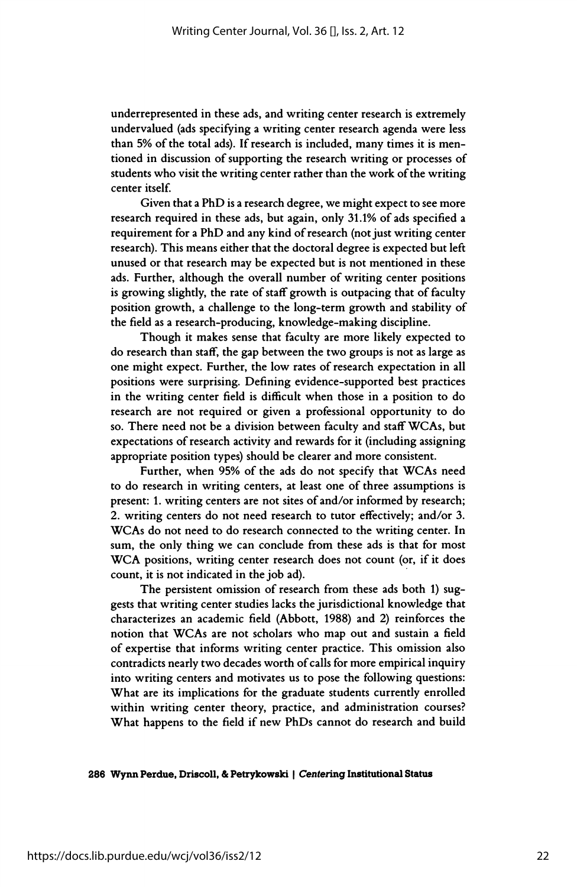underrepresented in these ads, and writing center research is extremely undervalued (ads specifying a writing center research agenda were less than 5% of the total ads). If research is included, many times it is mentioned in discussion of supporting the research writing or processes of students who visit the writing center rather than the work of the writing center itself.

Given that a PhD is a research degree, we might expect to see more research required in these ads, but again, only 31.1% of ads specified a requirement for a PhD and any kind of research (not just writing center research). This means either that the doctoral degree is expected but left unused or that research may be expected but is not mentioned in these ads. Further, although the overall number of writing center positions is growing slightly, the rate of staff growth is outpacing that of faculty position growth, a challenge to the long-term growth and stability of the field as a research-producing, knowledge-making discipline.

Though it makes sense that faculty are more likely expected to do research than staff, the gap between the two groups is not as large as one might expect. Further, the low rates of research expectation in all positions were surprising. Defining evidence-supported best practices in the writing center field is difficult when those in a position to do research are not required or given a professional opportunity to do so. There need not be a division between faculty and staff WCAs, but expectations of research activity and rewards for it (including assigning appropriate position types) should be clearer and more consistent.

Further, when 95% of the ads do not specify that WCAs need to do research in writing centers, at least one of three assumptions is present: 1. writing centers are not sites of and/or informed by research; 2. writing centers do not need research to tutor effectively; and/or 3. WCAs do not need to do research connected to the writing center. In sum, the only thing we can conclude from these ads is that for most WCA positions, writing center research does not count (or, if it does count, it is not indicated in the job ad).

The persistent omission of research from these ads both 1) suggests that writing center studies lacks the jurisdictional knowledge that characterizes an academic field (Abbott, 1988) and 2) reinforces the notion that WCAs are not scholars who map out and sustain a field of expertise that informs writing center practice. This omission also contradicts nearly two decades worth of calls for more empirical inquiry into writing centers and motivates us to pose the following questions: What are its implications for the graduate students currently enrolled within writing center theory, practice, and administration courses? What happens to the field if new PhDs cannot do research and build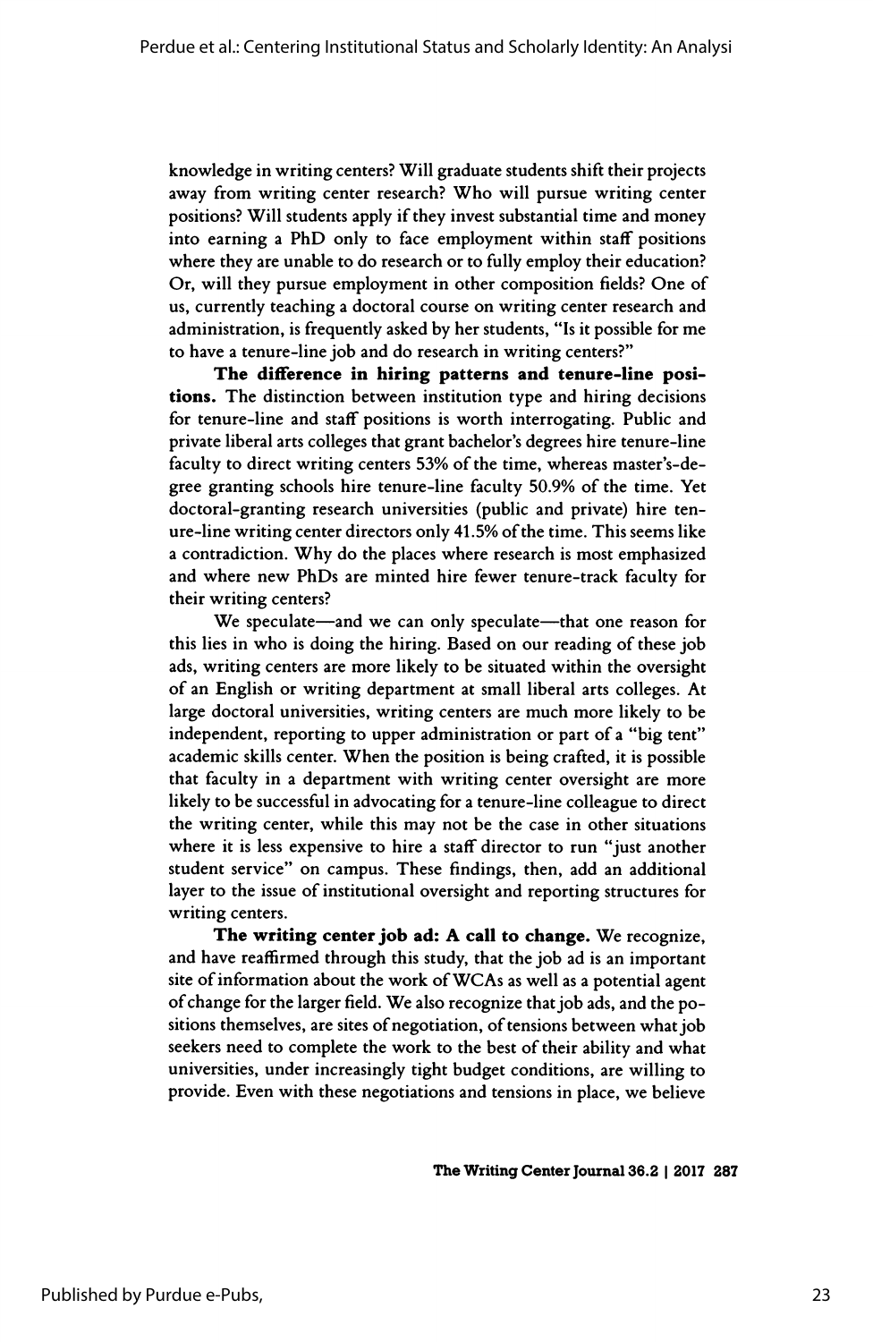knowledge in writing centers? Will graduate students shift their projects away from writing center research? Who will pursue writing center positions? Will students apply if they invest substantial time and money into earning a PhD only to face employment within staff positions where they are unable to do research or to fully employ their education? Or, will they pursue employment in other composition fields? One of us, currently teaching a doctoral course on writing center research and administration, is frequently asked by her students, "Is it possible for me to have a tenure-line job and do research in writing centers?"

**The difference in hiring patterns and tenure-line positions.** The distinction between institution type and hiring decisions for tenure-line and staff positions is worth interrogating. Public and private liberal arts colleges that grant bachelor's degrees hire tenure-line faculty to direct writing centers 53% of the time, whereas master's-degree granting schools hire tenure-line faculty 50.9% of the time. Yet doctoral-granting research universities (public and private) hire tenure-line writing center directors only 41.5% of the time. This seems like a contradiction. Why do the places where research is most emphasized and where new PhDs are minted hire fewer tenure-track faculty for their writing centers?

We speculate—and we can only speculate—that one reason for this lies in who is doing the hiring. Based on our reading of these job ads, writing centers are more likely to be situated within the oversight of an English or writing department at small liberal arts colleges. At large doctoral universities, writing centers are much more likely to be independent, reporting to upper administration or part of a "big tent" academic skills center. When the position is being crafted, it is possible that faculty in a department with writing center oversight are more likely to be successful in advocating for a tenure-line colleague to direct the writing center, while this may not be the case in other situations where it is less expensive to hire a staff director to run "just another student service" on campus. These findings, then, add an additional layer to the issue of institutional oversight and reporting structures for writing centers.

**The writing center job ad: A call to change.** We recognize, and have reaffirmed through this study, that the job ad is an important site of information about the work of WCAs as well as a potential agent of change for the larger field. We also recognize that job ads, and the positions themselves, are sites of negotiation, of tensions between what job seekers need to complete the work to the best of their ability and what universities, under increasingly tight budget conditions, are willing to provide. Even with these negotiations and tensions in place, we believe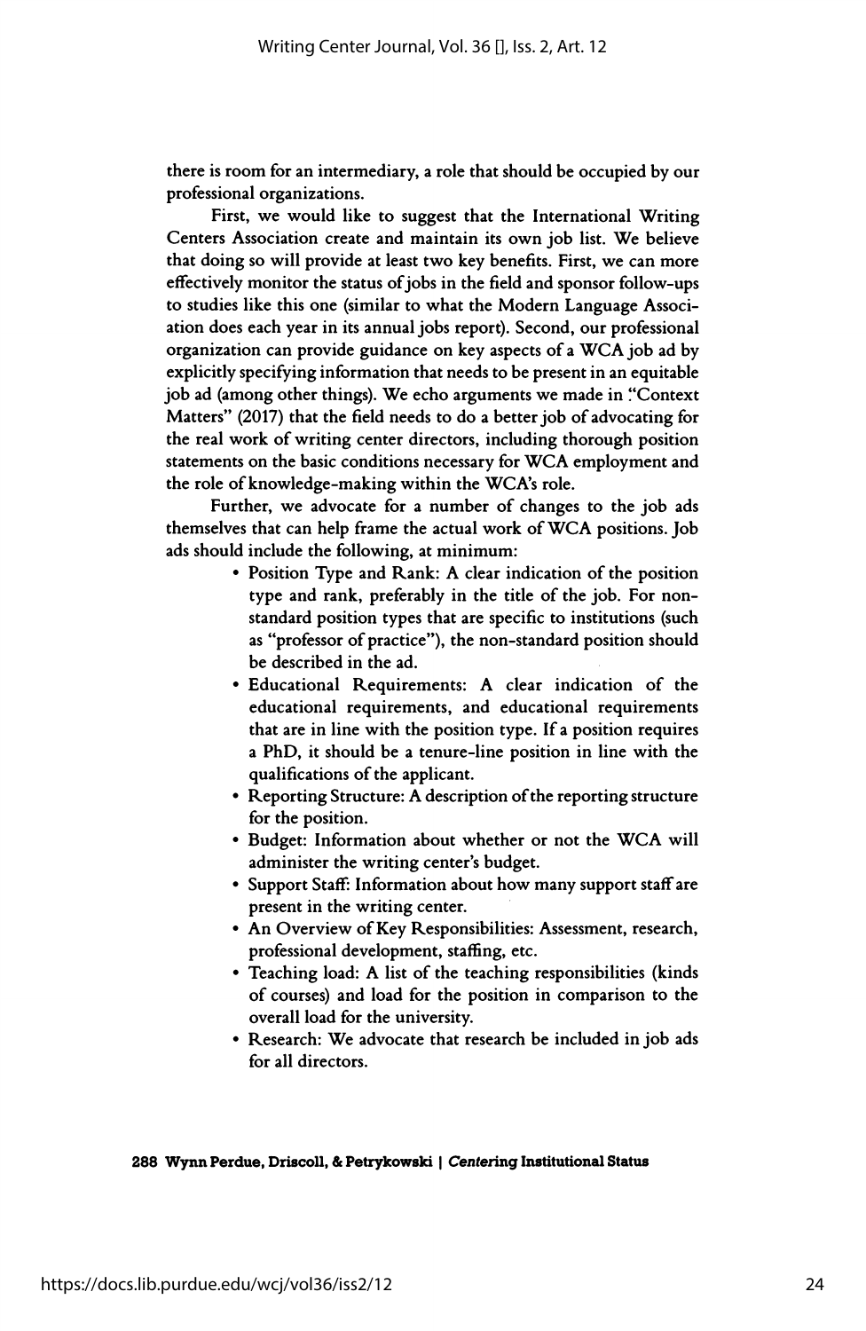there is room for an intermediary, a role that should be occupied by our professional organizations.

First, we would like to suggest that the International Writing Centers Association create and maintain its own job list. We believe that doing so will provide at least two key benefits. First, we can more effectively monitor the status of jobs in the field and sponsor follow-ups to studies like this one (similar to what the Modern Language Association does each year in its annual jobs report). Second, our professional organization can provide guidance on key aspects of a WCA job ad by explicitly specifying information that needs to be present in an equitable job ad (among other things). We echo arguments we made in "Context Matters" (2017) that the field needs to do a better job of advocating for the real work of writing center directors, including thorough position statements on the basic conditions necessary for WCA employment and the role of knowledge-making within the WCA's role.

Further, we advocate for a number of changes to the job ads themselves that can help frame the actual work of WCA positions. Job ads should include the following, at minimum:

- Position Type and Rank: A clear indication of the position type and rank, preferably in the title of the job. For non-standard position types that are specific to institutions (such as "professor of practice"), the non-standard position should be described in the ad.
- Educational Requirements: A clear indication of the educational requirements, and educational requirements that are in line with the position type. If a position requires a PhD, it should be a tenure-line position in line with the qualifications of the applicant.
- Reporting Structure: A description of the reporting structure for the position.
- Budget: Information about whether or not the WCA will administer the writing center's budget.
- Support Staff: Information about how many support staff are present in the writing center.
- An Overview of Key Responsibilities: Assessment, research, professional development, staffing, etc.
- Teaching load: A list of the teaching responsibilities (kinds of courses) and load for the position in comparison to the overall load for the university.
- Research: We advocate that research be included in job ads for all directors.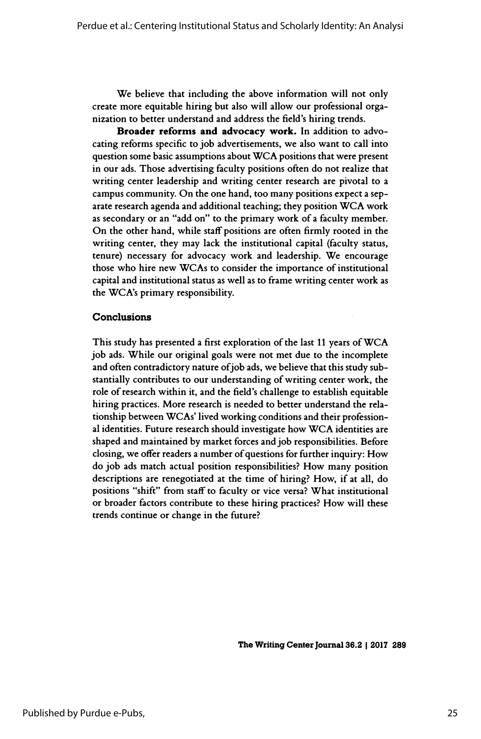We believe that including the above information will not only create more equitable hiring but also will allow our professional organization to better understand and address the field's hiring trends.

**Broader reforms and advocacy work.** In addition to advocating reforms specific to job advertisements, we also want to call into question some basic assumptions about WCA positions that were present in our ads. Those advertising faculty positions often do not realize that writing center leadership and writing center research are pivotal to a campus community. On the one hand, too many positions expect a separate research agenda and additional teaching; they position WCA work as secondary or an "add on" to the primary work of a faculty member. On the other hand, while staff positions are often firmly rooted in the writing center, they may lack the institutional capital (faculty status, tenure) necessary for advocacy work and leadership. We encourage those who hire new WCAs to consider the importance of institutional capital and institutional status as well as to frame writing center work as the WCA's primary responsibility.

### Conclusions

This study has presented a first exploration of the last 11 years of WCA job ads. While our original goals were not met due to the incomplete and often contradictory nature of job ads, we believe that this study substantially contributes to our understanding of writing center work, the role of research within it, and the field's challenge to establish equitable hiring practices. More research is needed to better understand the relationship between WCAs' lived working conditions and their professional identities. Future research should investigate how WCA identities are shaped and maintained by market forces and job responsibilities. Before closing, we offer readers a number of questions for further inquiry: How do job ads match actual position responsibilities? How many position descriptions are renegotiated at the time of hiring? How, if at all, do positions "shift" from staff to faculty or vice versa? What institutional or broader factors contribute to these hiring practices? How will these trends continue or change in the future?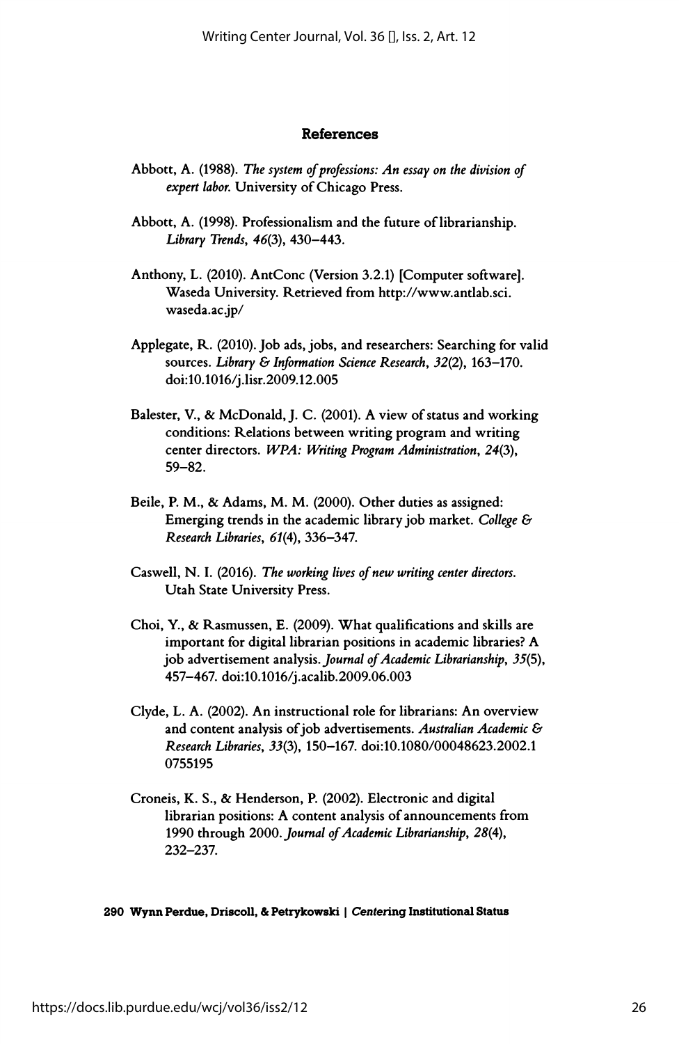## References

Abbott, A. (1988). *The system of professions: An essay on the division of expert labor.* University of Chicago Press.

Abbott, A. (1998). Professionalism and the future of librarianship. *Library Trends, 46*(3), 430–443.

Anthony, L. (2010). AntConc (Version 3.2.1) [Computer software]. Waseda University. Retrieved from http://www.antlab.sci.waseda.ac.jp/

Applegate, R. (2010). Job ads, jobs, and researchers: Searching for valid sources. *Library & Information Science Research, 32*(2), 163–170. doi:10.1016/j.lisr.2009.12.005

Balester, V., & McDonald, J. C. (2001). A view of status and working conditions: Relations between writing program and writing center directors. *WPA: Writing Program Administration, 24*(3), 59–82.

Beile, P. M., & Adams, M. M. (2000). Other duties as assigned: Emerging trends in the academic library job market. *College & Research Libraries, 61*(4), 336–347.

Caswell, N. I. (2016). *The working lives of new writing center directors.* Utah State University Press.

Choi, Y., & Rasmussen, E. (2009). What qualifications and skills are important for digital librarian positions in academic libraries? A job advertisement analysis. *Journal of Academic Librarianship, 35*(5), 457–467. doi:10.1016/j.acalib.2009.06.003

Clyde, L. A. (2002). An instructional role for librarians: An overview and content analysis of job advertisements. *Australian Academic & Research Libraries, 33*(3), 150–167. doi:10.1080/00048623.2002.10755195

Croneis, K. S., & Henderson, P. (2002). Electronic and digital librarian positions: A content analysis of announcements from 1990 through 2000. *Journal of Academic Librarianship, 28*(4), 232–237.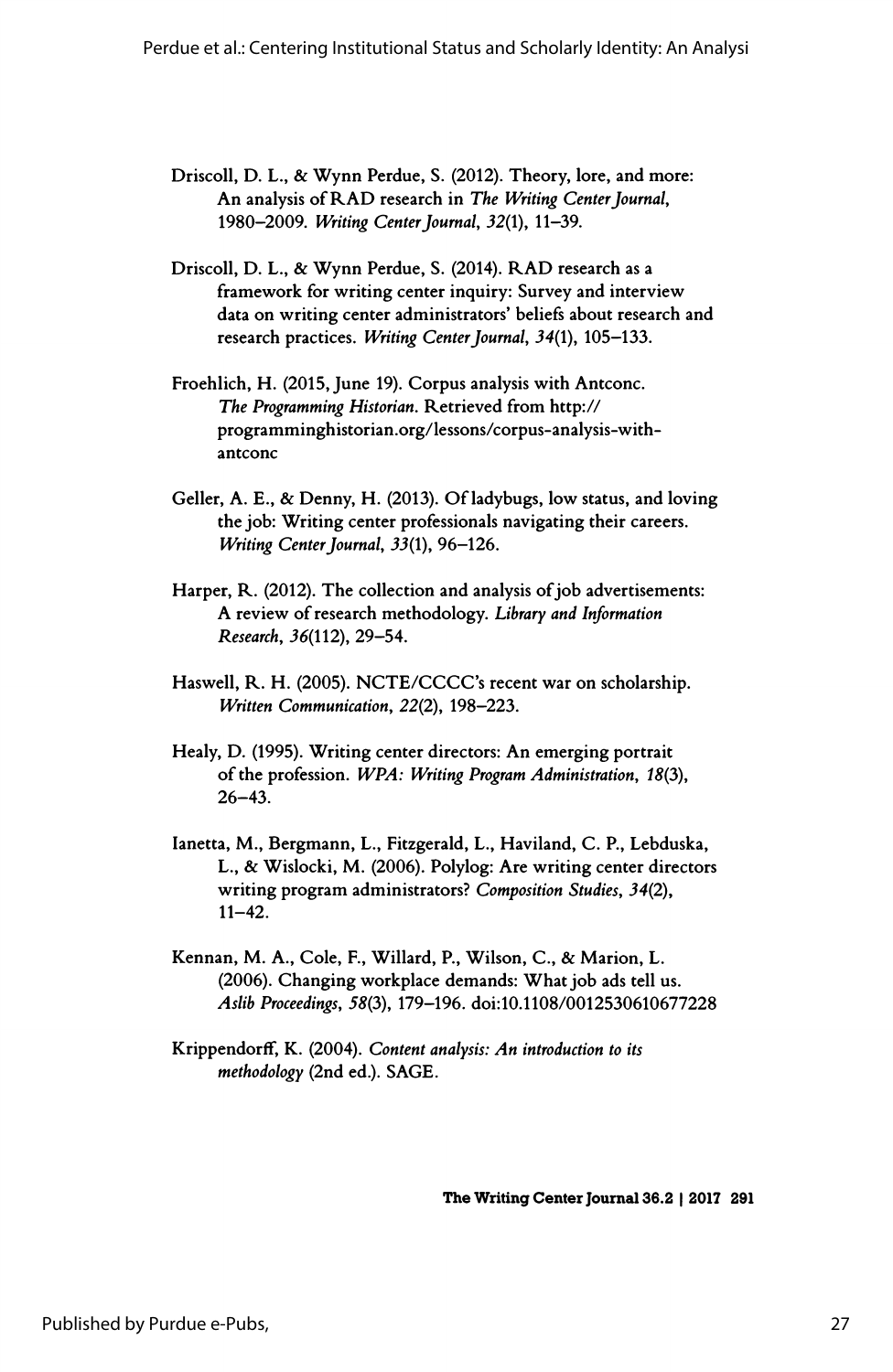Driscoll, D. L., & Wynn Perdue, S. (2012). Theory, lore, and more: An analysis of RAD research in *The Writing Center Journal*, 1980–2009. *Writing Center Journal, 32*(1), 11–39.

Driscoll, D. L., & Wynn Perdue, S. (2014). RAD research as a framework for writing center inquiry: Survey and interview data on writing center administrators' beliefs about research and research practices. *Writing Center Journal, 34*(1), 105–133.

Froehlich, H. (2015, June 19). Corpus analysis with Antconc. *The Programming Historian*. Retrieved from http://programminghistorian.org/lessons/corpus-analysis-with-antconc

Geller, A. E., & Denny, H. (2013). Of ladybugs, low status, and loving the job: Writing center professionals navigating their careers. *Writing Center Journal, 33*(1), 96–126.

Harper, R. (2012). The collection and analysis of job advertisements: A review of research methodology. *Library and Information Research, 36*(112), 29–54.

Haswell, R. H. (2005). NCTE/CCCC's recent war on scholarship. *Written Communication, 22*(2), 198–223.

Healy, D. (1995). Writing center directors: An emerging portrait of the profession. *WPA: Writing Program Administration, 18*(3), 26–43.

Ianetta, M., Bergmann, L., Fitzgerald, L., Haviland, C. P., Lebduska, L., & Wislocki, M. (2006). Polylog: Are writing center directors writing program administrators? *Composition Studies, 34*(2), 11–42.

Kennan, M. A., Cole, F., Willard, P., Wilson, C., & Marion, L. (2006). Changing workplace demands: What job ads tell us. *Aslib Proceedings, 58*(3), 179–196. doi:10.1108/0012530610677228

Krippendorff, K. (2004). *Content analysis: An introduction to its methodology* (2nd ed.). SAGE.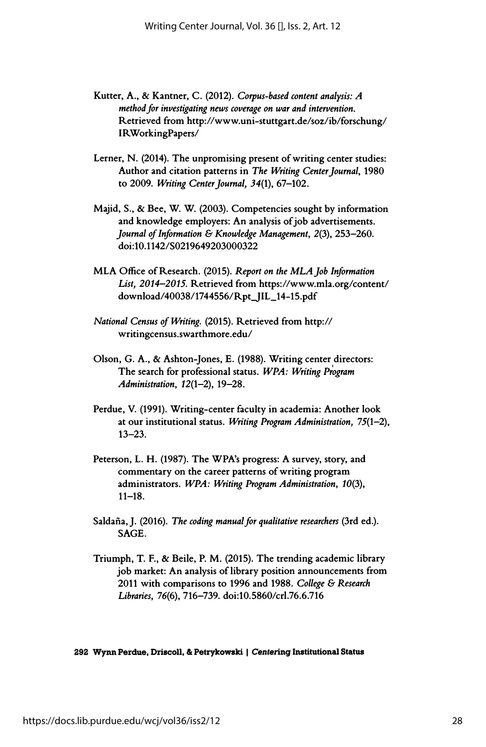Kutter, A., & Kantner, C. (2012). *Corpus-based content analysis: A method for investigating news coverage on war and intervention.* Retrieved from http://www.uni-stuttgart.de/soz/ib/forschung/IRWorkingPapers/

Lerner, N. (2014). The unpromising present of writing center studies: Author and citation patterns in *The Writing Center Journal*, 1980 to 2009. *Writing Center Journal, 34*(1), 67–102.

Majid, S., & Bee, W. W. (2003). Competencies sought by information and knowledge employers: An analysis of job advertisements. *Journal of Information & Knowledge Management, 2*(3), 253–260. doi:10.1142/S0219649203000322

MLA Office of Research. (2015). *Report on the MLA Job Information List, 2014–2015.* Retrieved from https://www.mla.org/content/download/40038/1744556/Rpt_JIL_14-15.pdf

*National Census of Writing.* (2015). Retrieved from http://writingcensus.swarthmore.edu/

Olson, G. A., & Ashton-Jones, E. (1988). Writing center directors: The search for professional status. *WPA: Writing Program Administration, 12*(1–2), 19–28.

Perdue, V. (1991). Writing-center faculty in academia: Another look at our institutional status. *Writing Program Administration, 75*(1–2), 13–23.

Peterson, L. H. (1987). The WPA's progress: A survey, story, and commentary on the career patterns of writing program administrators. *WPA: Writing Program Administration, 10*(3), 11–18.

Saldaña, J. (2016). *The coding manual for qualitative researchers* (3rd ed.). SAGE.

Triumph, T. F., & Beile, P. M. (2015). The trending academic library job market: An analysis of library position announcements from 2011 with comparisons to 1996 and 1988. *College & Research Libraries, 76*(6), 716–739. doi:10.5860/crl.76.6.716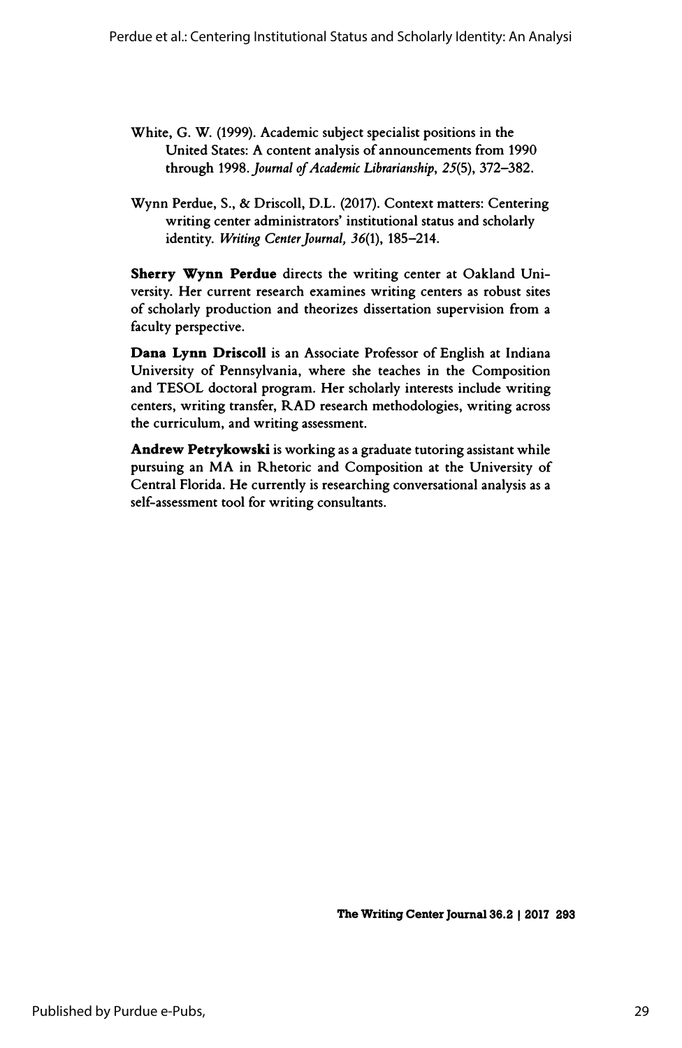White, G. W. (1999). Academic subject specialist positions in the United States: A content analysis of announcements from 1990 through 1998. *Journal of Academic Librarianship, 25*(5), 372–382.

Wynn Perdue, S., & Driscoll, D.L. (2017). Context matters: Centering writing center administrators' institutional status and scholarly identity. *Writing Center Journal, 36*(1), 185–214.

**Sherry Wynn Perdue** directs the writing center at Oakland University. Her current research examines writing centers as robust sites of scholarly production and theorizes dissertation supervision from a faculty perspective.

**Dana Lynn Driscoll** is an Associate Professor of English at Indiana University of Pennsylvania, where she teaches in the Composition and TESOL doctoral program. Her scholarly interests include writing centers, writing transfer, RAD research methodologies, writing across the curriculum, and writing assessment.

**Andrew Petrykowski** is working as a graduate tutoring assistant while pursuing an MA in Rhetoric and Composition at the University of Central Florida. He currently is researching conversational analysis as a self-assessment tool for writing consultants.